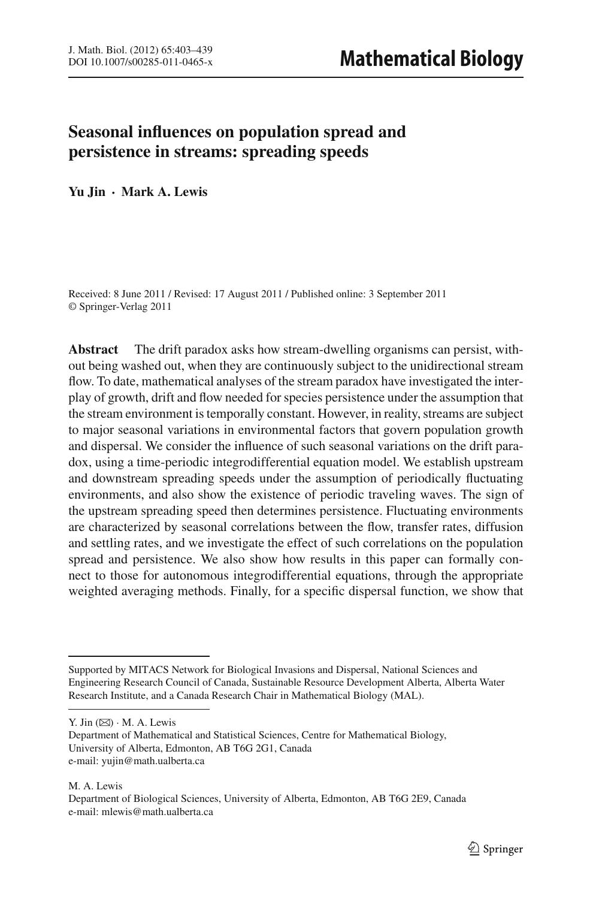# Seasonal influences on population spread and persistence in streams: spreading speeds

**Yu Jin · Mark A. Lewis**

Received: 8 June 2011 / Revised: 17 August 2011 / Published online: 3 September 2011
© Springer-Verlag 2011

**Abstract** The drift paradox asks how stream-dwelling organisms can persist, without being washed out, when they are continuously subject to the unidirectional stream flow. To date, mathematical analyses of the stream paradox have investigated the interplay of growth, drift and flow needed for species persistence under the assumption that the stream environment is temporally constant. However, in reality, streams are subject to major seasonal variations in environmental factors that govern population growth and dispersal. We consider the influence of such seasonal variations on the drift paradox, using a time-periodic integrodifferential equation model. We establish upstream and downstream spreading speeds under the assumption of periodically fluctuating environments, and also show the existence of periodic traveling waves. The sign of the upstream spreading speed then determines persistence. Fluctuating environments are characterized by seasonal correlations between the flow, transfer rates, diffusion and settling rates, and we investigate the effect of such correlations on the population spread and persistence. We also show how results in this paper can formally connect to those for autonomous integrodifferential equations, through the appropriate weighted averaging methods. Finally, for a specific dispersal function, we show that

---

Supported by MITACS Network for Biological Invasions and Dispersal, National Sciences and Engineering Research Council of Canada, Sustainable Resource Development Alberta, Alberta Water Research Institute, and a Canada Research Chair in Mathematical Biology (MAL).

Y. Jin (✉) · M. A. Lewis
Department of Mathematical and Statistical Sciences, Centre for Mathematical Biology, University of Alberta, Edmonton, AB T6G 2G1, Canada
e-mail: yujin@math.ualberta.ca

M. A. Lewis
Department of Biological Sciences, University of Alberta, Edmonton, AB T6G 2E9, Canada
e-mail: mlewis@math.ualberta.ca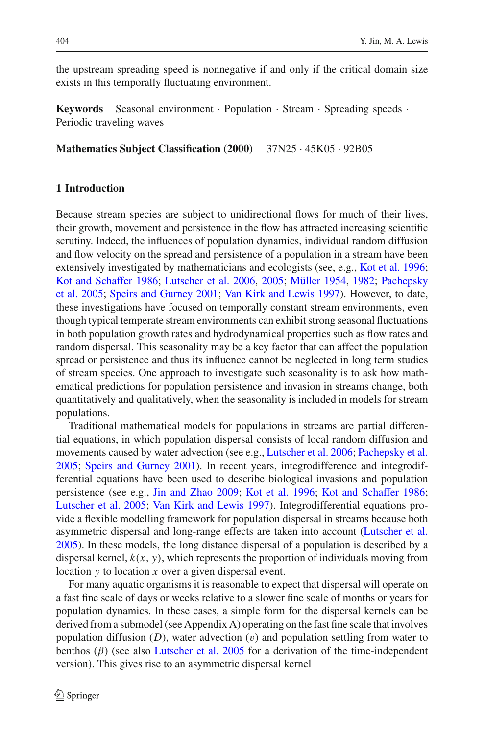the upstream spreading speed is nonnegative if and only if the critical domain size exists in this temporally fluctuating environment.

**Keywords** Seasonal environment · Population · Stream · Spreading speeds · Periodic traveling waves

**Mathematics Subject Classification (2000)** 37N25 · 45K05 · 92B05

## 1 Introduction

Because stream species are subject to unidirectional flows for much of their lives, their growth, movement and persistence in the flow has attracted increasing scientific scrutiny. Indeed, the influences of population dynamics, individual random diffusion and flow velocity on the spread and persistence of a population in a stream have been extensively investigated by mathematicians and ecologists (see, e.g., Kot et al. 1996; Kot and Schaffer 1986; Lutscher et al. 2006, 2005; Müller 1954, 1982; Pachepsky et al. 2005; Speirs and Gurney 2001; Van Kirk and Lewis 1997). However, to date, these investigations have focused on temporally constant stream environments, even though typical temperate stream environments can exhibit strong seasonal fluctuations in both population growth rates and hydrodynamical properties such as flow rates and random dispersal. This seasonality may be a key factor that can affect the population spread or persistence and thus its influence cannot be neglected in long term studies of stream species. One approach to investigate such seasonality is to ask how mathematical predictions for population persistence and invasion in streams change, both quantitatively and qualitatively, when the seasonality is included in models for stream populations.

Traditional mathematical models for populations in streams are partial differential equations, in which population dispersal consists of local random diffusion and movements caused by water advection (see e.g., Lutscher et al. 2006; Pachepsky et al. 2005; Speirs and Gurney 2001). In recent years, integrodifference and integrodifferential equations have been used to describe biological invasions and population persistence (see e.g., Jin and Zhao 2009; Kot et al. 1996; Kot and Schaffer 1986; Lutscher et al. 2005; Van Kirk and Lewis 1997). Integrodifferential equations provide a flexible modelling framework for population dispersal in streams because both asymmetric dispersal and long-range effects are taken into account (Lutscher et al. 2005). In these models, the long distance dispersal of a population is described by a dispersal kernel, $k(x, y)$, which represents the proportion of individuals moving from location $y$ to location $x$ over a given dispersal event.

For many aquatic organisms it is reasonable to expect that dispersal will operate on a fast fine scale of days or weeks relative to a slower fine scale of months or years for population dynamics. In these cases, a simple form for the dispersal kernels can be derived from a submodel (see Appendix A) operating on the fast fine scale that involves population diffusion ($D$), water advection ($v$) and population settling from water to benthos ($\beta$) (see also Lutscher et al. 2005 for a derivation of the time-independent version). This gives rise to an asymmetric dispersal kernel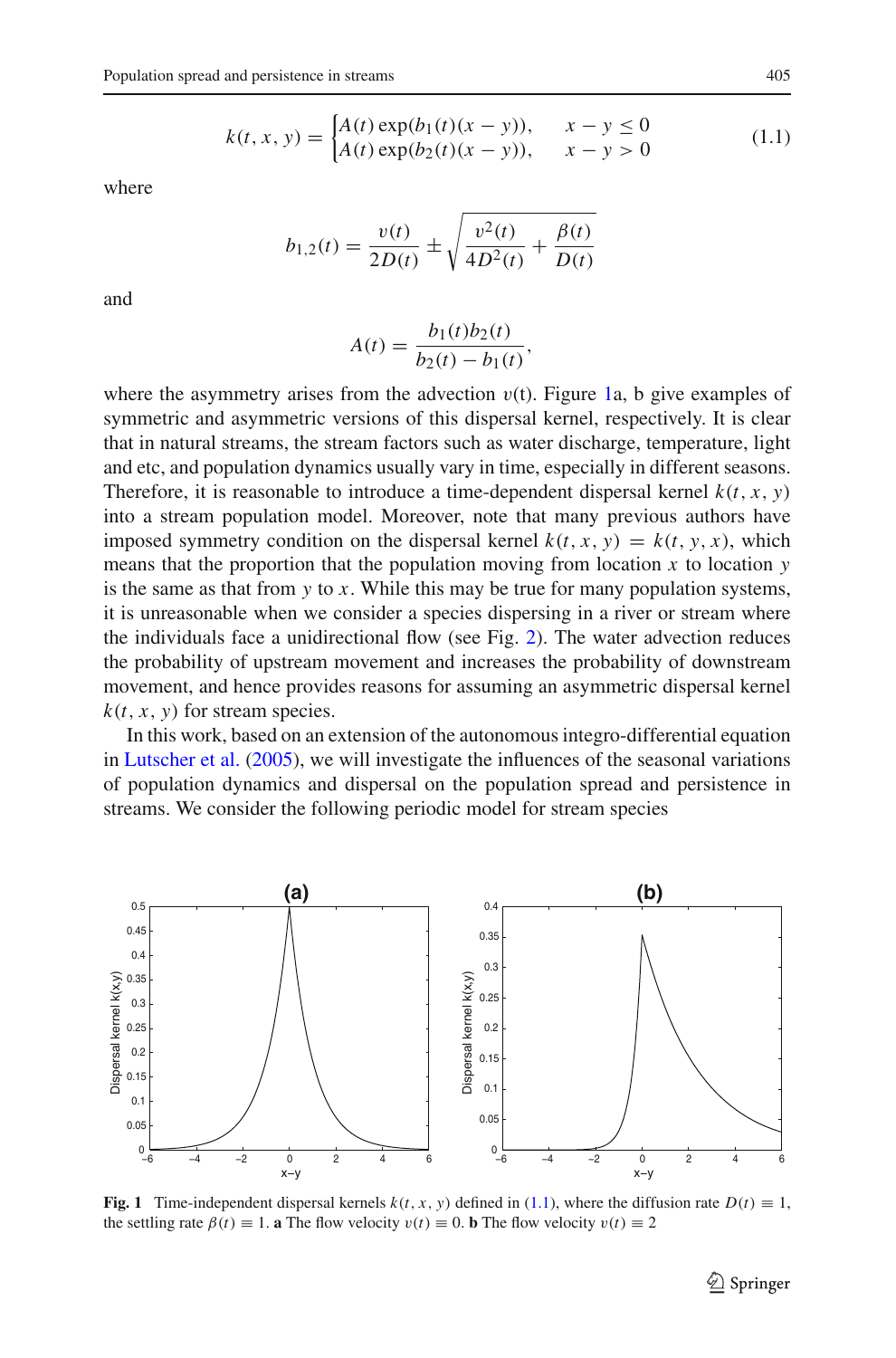$$
k(t, x, y) = \begin{cases} A(t) \exp(b_1(t)(x - y)), & x - y \leq 0 \\ A(t) \exp(b_2(t)(x - y)), & x - y > 0 \end{cases} \tag{1.1}
$$

where

$$
b_{1,2}(t) = \frac{v(t)}{2D(t)} \pm \sqrt{\frac{v^2(t)}{4D^2(t)} + \frac{\beta(t)}{D(t)}}
$$

and

$$
A(t) = \frac{b_1(t) b_2(t)}{b_2(t) - b_1(t)},
$$

where the asymmetry arises from the advection $v$(t). Figure 1a, b give examples of symmetric and asymmetric versions of this dispersal kernel, respectively. It is clear that in natural streams, the stream factors such as water discharge, temperature, light and etc, and population dynamics usually vary in time, especially in different seasons. Therefore, it is reasonable to introduce a time-dependent dispersal kernel $k(t, x, y)$ into a stream population model. Moreover, note that many previous authors have imposed symmetry condition on the dispersal kernel $k(t, x, y) = k(t, y, x)$, which means that the proportion that the population moving from location $x$ to location $y$ is the same as that from $y$ to $x$. While this may be true for many population systems, it is unreasonable when we consider a species dispersing in a river or stream where the individuals face a unidirectional flow (see Fig. 2). The water advection reduces the probability of upstream movement and increases the probability of downstream movement, and hence provides reasons for assuming an asymmetric dispersal kernel $k(t, x, y)$ for stream species.

In this work, based on an extension of the autonomous integro-differential equation in Lutscher et al. (2005), we will investigate the influences of the seasonal variations of population dynamics and dispersal on the population spread and persistence in streams. We consider the following periodic model for stream species

**Fig. 1** Time-independent dispersal kernels $k(t, x, y)$ defined in (1.1), where the diffusion rate $D(t) \equiv 1$, the settling rate $\beta(t) \equiv 1$. **a** The flow velocity $v(t) \equiv 0$. **b** The flow velocity $v(t) \equiv 2$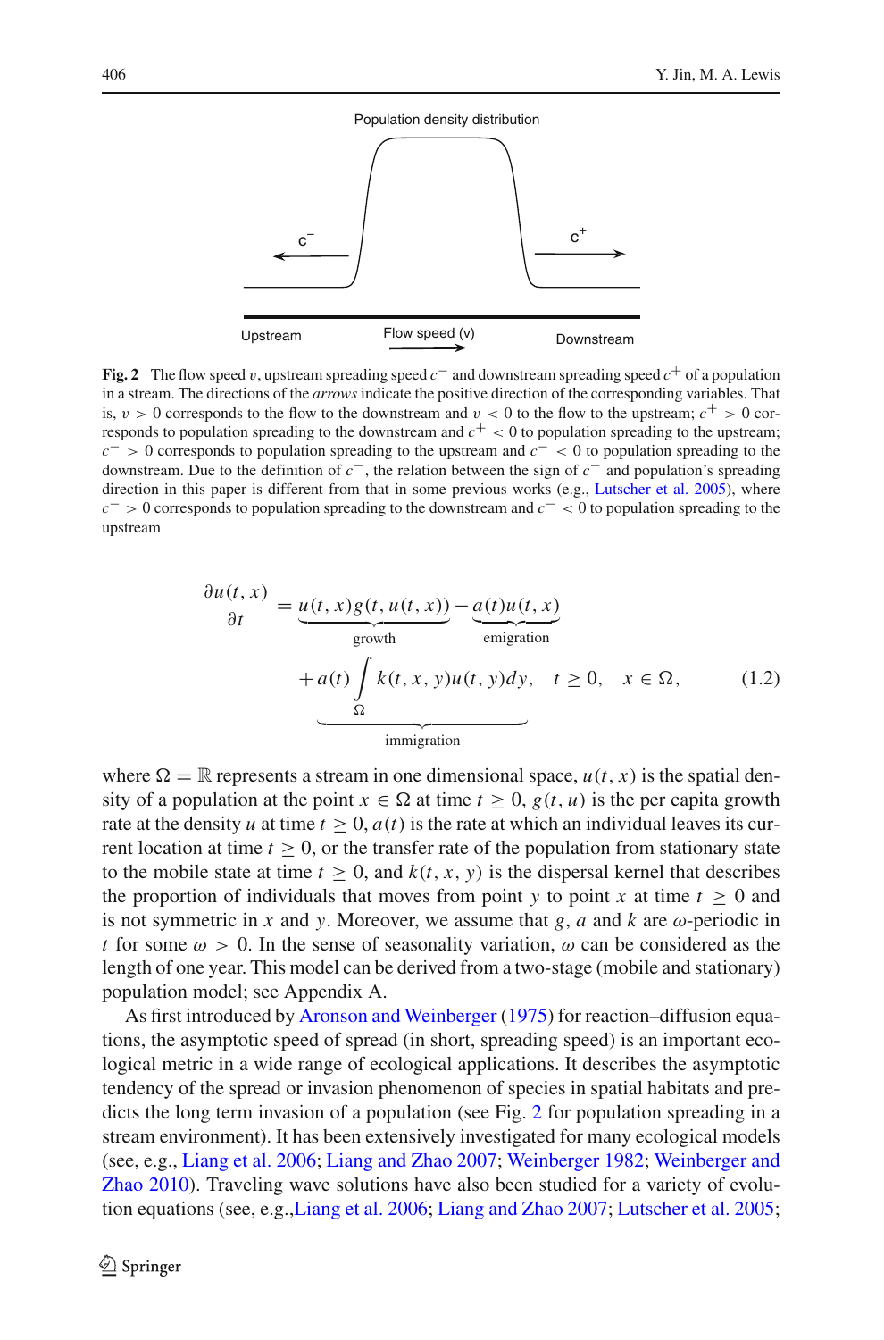**Fig. 2** The flow speed $v$, upstream spreading speed $c^-$ and downstream spreading speed $c^+$ of a population in a stream. The directions of the *arrows* indicate the positive direction of the corresponding variables. That is, $v > 0$ corresponds to the flow to the downstream and $v < 0$ to the flow to the upstream; $c^+ > 0$ corresponds to population spreading to the downstream and $c^+ < 0$ to population spreading to the upstream; $c^- > 0$ corresponds to population spreading to the upstream and $c^- < 0$ to population spreading to the downstream. Due to the definition of $c^-$, the relation between the sign of $c^-$ and population's spreading direction in this paper is different from that in some previous works (e.g., Lutscher et al. 2005), where $c^- > 0$ corresponds to population spreading to the downstream and $c^- < 0$ to population spreading to the upstream

$$
\begin{aligned}
\frac{\partial u(t,x)}{\partial t} &= \underbrace{u(t,x)g(t,u(t,x))}_{\text{growth}} - \underbrace{a(t)u(t,x)}_{\text{emigration}} \\
&\quad \underbrace{+\,a(t)\int_{\Omega} k(t,x,y)u(t,y)dy}_{\text{immigration}}, \quad t \geq 0, \quad x \in \Omega,
\end{aligned}
\tag{1.2}
$$

where $\Omega = \mathbb{R}$ represents a stream in one dimensional space, $u(t,x)$ is the spatial density of a population at the point $x \in \Omega$ at time $t \geq 0$, $g(t,u)$ is the per capita growth rate at the density $u$ at time $t \geq 0$, $a(t)$ is the rate at which an individual leaves its current location at time $t \geq 0$, or the transfer rate of the population from stationary state to the mobile state at time $t \geq 0$, and $k(t,x,y)$ is the dispersal kernel that describes the proportion of individuals that moves from point $y$ to point $x$ at time $t \geq 0$ and is not symmetric in $x$ and $y$. Moreover, we assume that $g$, $a$ and $k$ are $\omega$-periodic in $t$ for some $\omega > 0$. In the sense of seasonality variation, $\omega$ can be considered as the length of one year. This model can be derived from a two-stage (mobile and stationary) population model; see Appendix A.

As first introduced by Aronson and Weinberger (1975) for reaction–diffusion equations, the asymptotic speed of spread (in short, spreading speed) is an important ecological metric in a wide range of ecological applications. It describes the asymptotic tendency of the spread or invasion phenomenon of species in spatial habitats and predicts the long term invasion of a population (see Fig. 2 for population spreading in a stream environment). It has been extensively investigated for many ecological models (see, e.g., Liang et al. 2006; Liang and Zhao 2007; Weinberger 1982; Weinberger and Zhao 2010). Traveling wave solutions have also been studied for a variety of evolution equations (see, e.g.,Liang et al. 2006; Liang and Zhao 2007; Lutscher et al. 2005;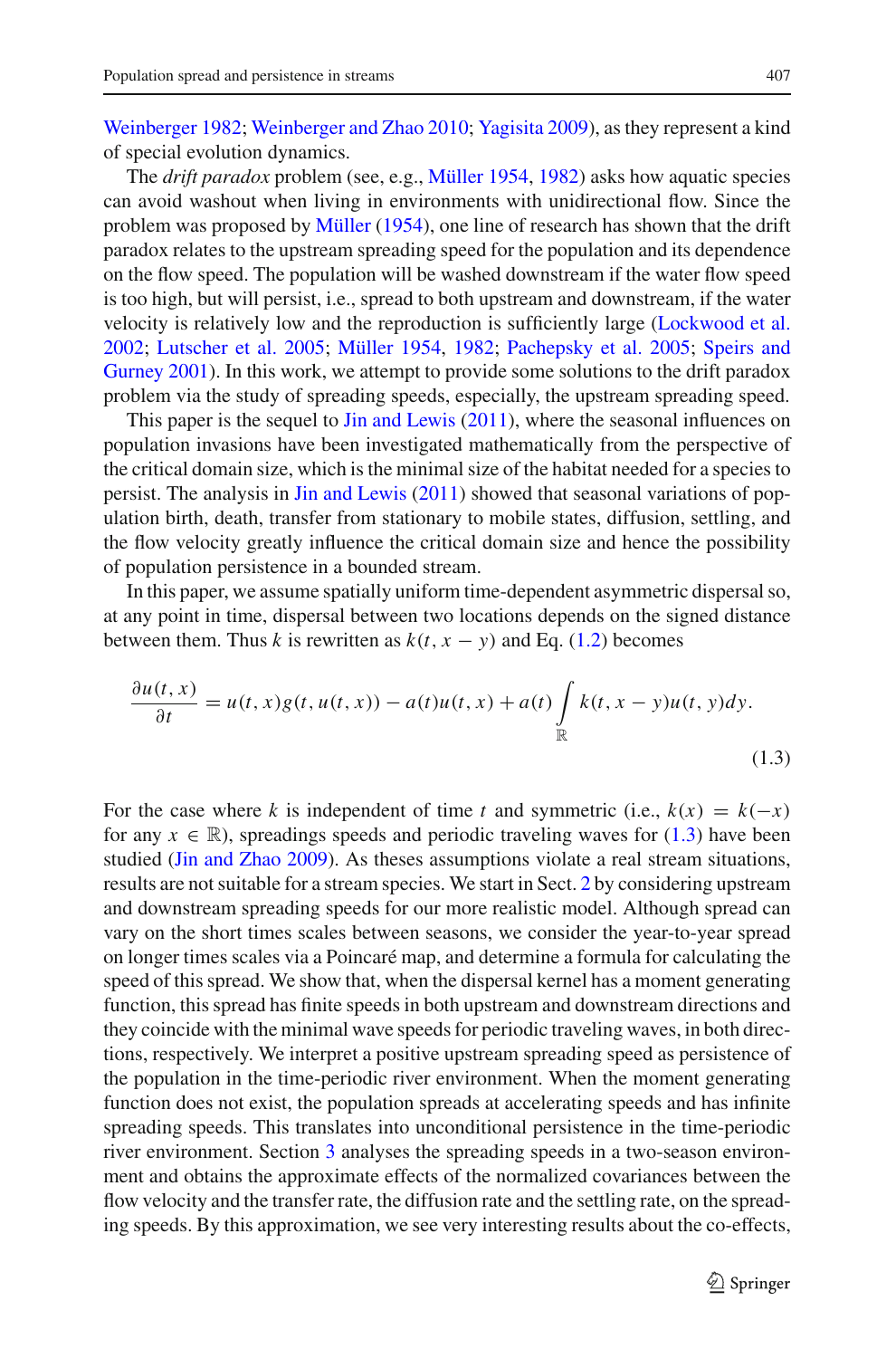Weinberger 1982; Weinberger and Zhao 2010; Yagisita 2009), as they represent a kind of special evolution dynamics.

The *drift paradox* problem (see, e.g., Müller 1954, 1982) asks how aquatic species can avoid washout when living in environments with unidirectional flow. Since the problem was proposed by Müller (1954), one line of research has shown that the drift paradox relates to the upstream spreading speed for the population and its dependence on the flow speed. The population will be washed downstream if the water flow speed is too high, but will persist, i.e., spread to both upstream and downstream, if the water velocity is relatively low and the reproduction is sufficiently large (Lockwood et al. 2002; Lutscher et al. 2005; Müller 1954, 1982; Pachepsky et al. 2005; Speirs and Gurney 2001). In this work, we attempt to provide some solutions to the drift paradox problem via the study of spreading speeds, especially, the upstream spreading speed.

This paper is the sequel to Jin and Lewis (2011), where the seasonal influences on population invasions have been investigated mathematically from the perspective of the critical domain size, which is the minimal size of the habitat needed for a species to persist. The analysis in Jin and Lewis (2011) showed that seasonal variations of population birth, death, transfer from stationary to mobile states, diffusion, settling, and the flow velocity greatly influence the critical domain size and hence the possibility of population persistence in a bounded stream.

In this paper, we assume spatially uniform time-dependent asymmetric dispersal so, at any point in time, dispersal between two locations depends on the signed distance between them. Thus $k$ is rewritten as $k(t, x - y)$ and Eq. (1.2) becomes

$$\frac{\partial u(t,x)}{\partial t} = u(t,x)g(t,u(t,x)) - a(t)u(t,x) + a(t)\int_{\mathbb{R}} k(t, x-y)u(t,y)dy. \tag{1.3}$$

For the case where $k$ is independent of time $t$ and symmetric (i.e., $k(x) = k(-x)$ for any $x \in \mathbb{R}$), spreadings speeds and periodic traveling waves for (1.3) have been studied (Jin and Zhao 2009). As theses assumptions violate a real stream situations, results are not suitable for a stream species. We start in Sect. 2 by considering upstream and downstream spreading speeds for our more realistic model. Although spread can vary on the short times scales between seasons, we consider the year-to-year spread on longer times scales via a Poincaré map, and determine a formula for calculating the speed of this spread. We show that, when the dispersal kernel has a moment generating function, this spread has finite speeds in both upstream and downstream directions and they coincide with the minimal wave speeds for periodic traveling waves, in both directions, respectively. We interpret a positive upstream spreading speed as persistence of the population in the time-periodic river environment. When the moment generating function does not exist, the population spreads at accelerating speeds and has infinite spreading speeds. This translates into unconditional persistence in the time-periodic river environment. Section 3 analyses the spreading speeds in a two-season environment and obtains the approximate effects of the normalized covariances between the flow velocity and the transfer rate, the diffusion rate and the settling rate, on the spreading speeds. By this approximation, we see very interesting results about the co-effects,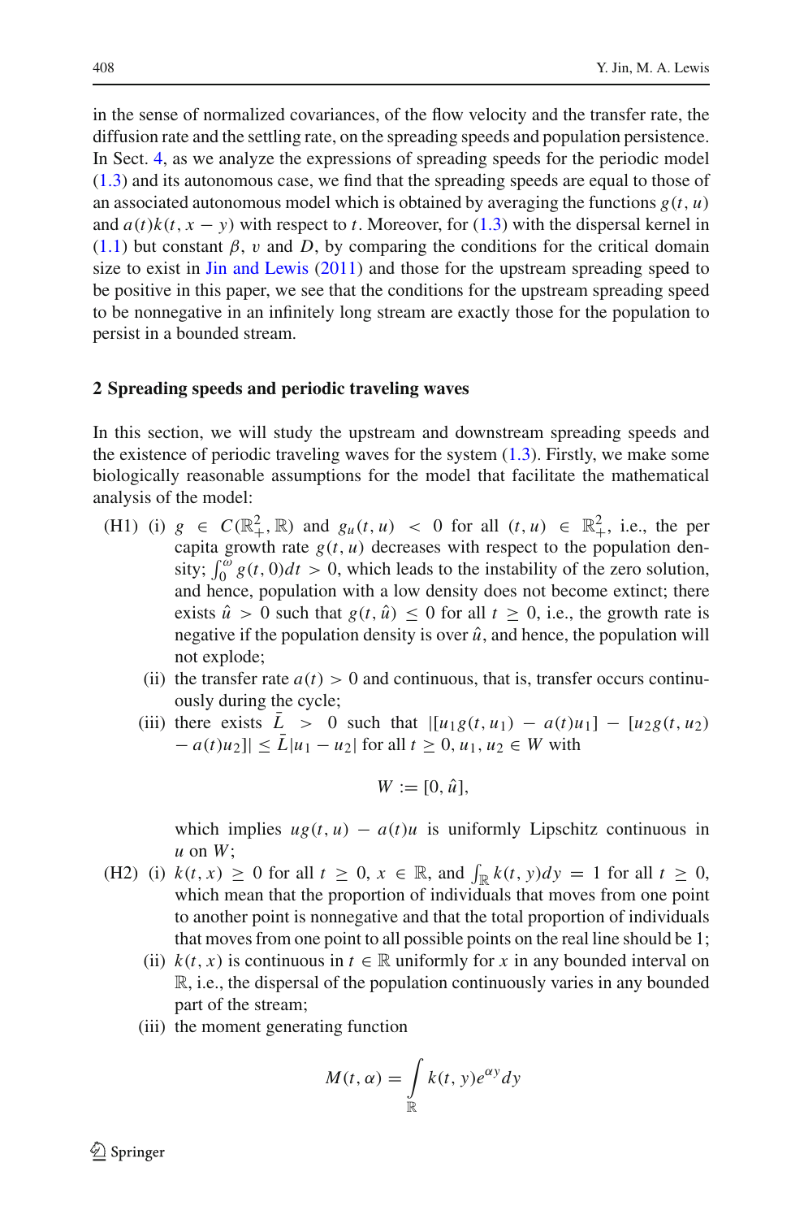in the sense of normalized covariances, of the flow velocity and the transfer rate, the diffusion rate and the settling rate, on the spreading speeds and population persistence. In Sect. 4, as we analyze the expressions of spreading speeds for the periodic model (1.3) and its autonomous case, we find that the spreading speeds are equal to those of an associated autonomous model which is obtained by averaging the functions $g(t, u)$ and $a(t)k(t, x - y)$ with respect to $t$. Moreover, for (1.3) with the dispersal kernel in (1.1) but constant $\beta$, $v$ and $D$, by comparing the conditions for the critical domain size to exist in Jin and Lewis (2011) and those for the upstream spreading speed to be positive in this paper, we see that the conditions for the upstream spreading speed to be nonnegative in an infinitely long stream are exactly those for the population to persist in a bounded stream.

## 2 Spreading speeds and periodic traveling waves

In this section, we will study the upstream and downstream spreading speeds and the existence of periodic traveling waves for the system (1.3). Firstly, we make some biologically reasonable assumptions for the model that facilitate the mathematical analysis of the model:

- (H1) (i) $g \in C(\mathbb{R}_+^2, \mathbb{R})$ and $g_u(t, u) < 0$ for all $(t, u) \in \mathbb{R}_+^2$, i.e., the per capita growth rate $g(t, u)$ decreases with respect to the population density; $\int_0^\omega g(t, 0)dt > 0$, which leads to the instability of the zero solution, and hence, population with a low density does not become extinct; there exists $\hat{u} > 0$ such that $g(t, \hat{u}) \le 0$ for all $t \ge 0$, i.e., the growth rate is negative if the population density is over $\hat{u}$, and hence, the population will not explode;
  - (ii) the transfer rate $a(t) > 0$ and continuous, that is, transfer occurs continuously during the cycle;
  - (iii) there exists $\bar{L} > 0$ such that $|[u_1 g(t, u_1) - a(t)u_1] - [u_2 g(t, u_2) - a(t)u_2]| \le \bar{L}|u_1 - u_2|$ for all $t \ge 0$, $u_1, u_2 \in W$ with

    $$W := [0, \hat{u}],$$

    which implies $ug(t, u) - a(t)u$ is uniformly Lipschitz continuous in $u$ on $W$;
- (H2) (i) $k(t, x) \ge 0$ for all $t \ge 0$, $x \in \mathbb{R}$, and $\int_{\mathbb{R}} k(t, y)dy = 1$ for all $t \ge 0$, which mean that the proportion of individuals that moves from one point to another point is nonnegative and that the total proportion of individuals that moves from one point to all possible points on the real line should be 1;
  - (ii) $k(t, x)$ is continuous in $t \in \mathbb{R}$ uniformly for $x$ in any bounded interval on $\mathbb{R}$, i.e., the dispersal of the population continuously varies in any bounded part of the stream;
  - (iii) the moment generating function

    $$M(t, \alpha) = \int_{\mathbb{R}} k(t, y)e^{\alpha y}dy$$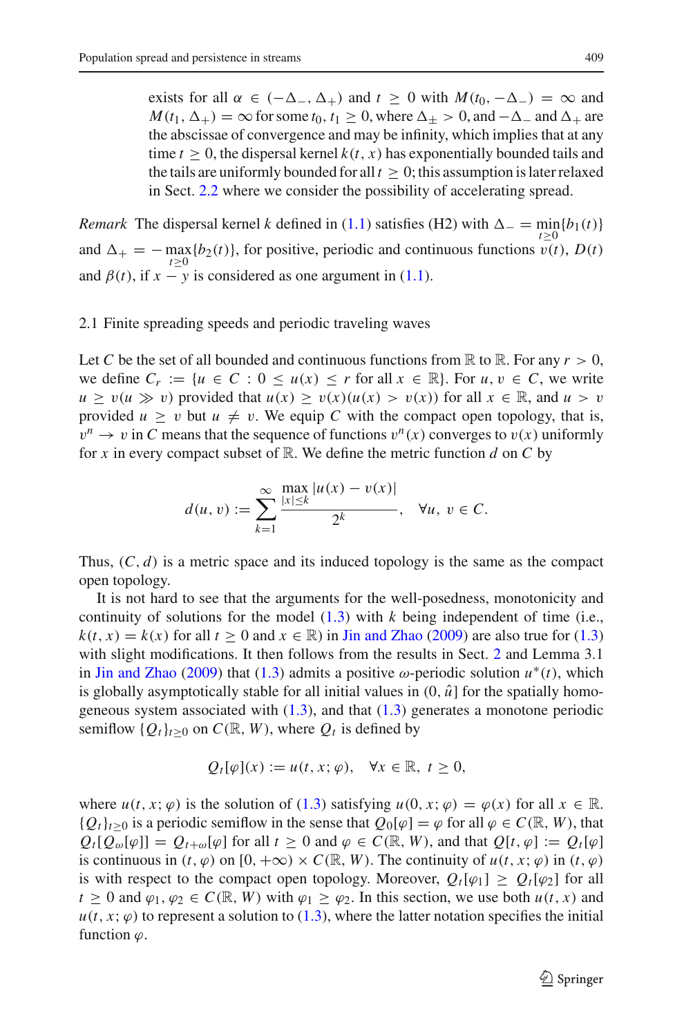exists for all $\alpha \in (-\Delta_-, \Delta_+)$ and $t \geq 0$ with $M(t_0, -\Delta_-) = \infty$ and $M(t_1, \Delta_+) = \infty$ for some $t_0, t_1 \geq 0$, where $\Delta_\pm > 0$, and $-\Delta_-$ and $\Delta_+$ are the abscissae of convergence and may be infinity, which implies that at any time $t \geq 0$, the dispersal kernel $k(t, x)$ has exponentially bounded tails and the tails are uniformly bounded for all $t \geq 0$; this assumption is later relaxed in Sect. 2.2 where we consider the possibility of accelerating spread.

*Remark* The dispersal kernel $k$ defined in (1.1) satisfies (H2) with $\Delta_- = \min_{t\geq 0}\{b_1(t)\}$ and $\Delta_+ = -\max_{t\geq 0}\{b_2(t)\}$, for positive, periodic and continuous functions $v(t)$, $D(t)$ and $\beta(t)$, if $x - y$ is considered as one argument in (1.1).

### 2.1 Finite spreading speeds and periodic traveling waves

Let $C$ be the set of all bounded and continuous functions from $\mathbb{R}$ to $\mathbb{R}$. For any $r > 0$, we define $C_r := \{u \in C : 0 \leq u(x) \leq r \text{ for all } x \in \mathbb{R}\}$. For $u, v \in C$, we write $u \geq v (u \gg v)$ provided that $u(x) \geq v(x) (u(x) > v(x))$ for all $x \in \mathbb{R}$, and $u > v$ provided $u \geq v$ but $u \neq v$. We equip $C$ with the compact open topology, that is, $v^n \to v$ in $C$ means that the sequence of functions $v^n(x)$ converges to $v(x)$ uniformly for $x$ in every compact subset of $\mathbb{R}$. We define the metric function $d$ on $C$ by

$$d(u, v) := \sum_{k=1}^{\infty} \frac{\max_{|x|\leq k} |u(x) - v(x)|}{2^k}, \quad \forall u, v \in C.$$

Thus, $(C, d)$ is a metric space and its induced topology is the same as the compact open topology.

It is not hard to see that the arguments for the well-posedness, monotonicity and continuity of solutions for the model (1.3) with $k$ being independent of time (i.e., $k(t, x) = k(x)$ for all $t \geq 0$ and $x \in \mathbb{R}$) in Jin and Zhao (2009) are also true for (1.3) with slight modifications. It then follows from the results in Sect. 2 and Lemma 3.1 in Jin and Zhao (2009) that (1.3) admits a positive $\omega$-periodic solution $u^*(t)$, which is globally asymptotically stable for all initial values in $(0, \hat{u}]$ for the spatially homogeneous system associated with (1.3), and that (1.3) generates a monotone periodic semiflow $\{Q_t\}_{t\geq 0}$ on $C(\mathbb{R}, W)$, where $Q_t$ is defined by

$$Q_t[\varphi](x) := u(t, x; \varphi), \quad \forall x \in \mathbb{R}, \ t \geq 0,$$

where $u(t, x; \varphi)$ is the solution of (1.3) satisfying $u(0, x; \varphi) = \varphi(x)$ for all $x \in \mathbb{R}$. $\{Q_t\}_{t\geq 0}$ is a periodic semiflow in the sense that $Q_0[\varphi] = \varphi$ for all $\varphi \in C(\mathbb{R}, W)$, that $Q_t[Q_\omega[\varphi]] = Q_{t+\omega}[\varphi]$ for all $t \geq 0$ and $\varphi \in C(\mathbb{R}, W)$, and that $Q[t, \varphi] := Q_t[\varphi]$ is continuous in $(t, \varphi)$ on $[0, +\infty) \times C(\mathbb{R}, W)$. The continuity of $u(t, x; \varphi)$ in $(t, \varphi)$ is with respect to the compact open topology. Moreover, $Q_t[\varphi_1] \geq Q_t[\varphi_2]$ for all $t \geq 0$ and $\varphi_1, \varphi_2 \in C(\mathbb{R}, W)$ with $\varphi_1 \geq \varphi_2$. In this section, we use both $u(t, x)$ and $u(t, x; \varphi)$ to represent a solution to (1.3), where the latter notation specifies the initial function $\varphi$.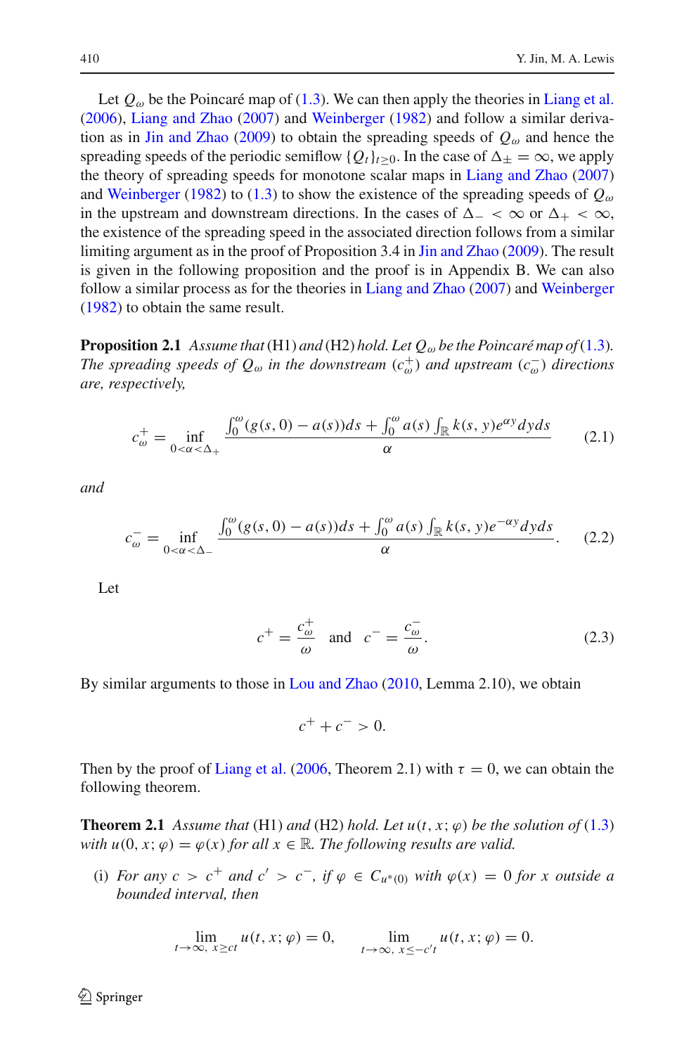Let $Q_\omega$ be the Poincaré map of (1.3). We can then apply the theories in Liang et al. (2006), Liang and Zhao (2007) and Weinberger (1982) and follow a similar derivation as in Jin and Zhao (2009) to obtain the spreading speeds of $Q_\omega$ and hence the spreading speeds of the periodic semiflow $\{Q_t\}_{t\geq 0}$. In the case of $\Delta_\pm = \infty$, we apply the theory of spreading speeds for monotone scalar maps in Liang and Zhao (2007) and Weinberger (1982) to (1.3) to show the existence of the spreading speeds of $Q_\omega$ in the upstream and downstream directions. In the cases of $\Delta_- < \infty$ or $\Delta_+ < \infty$, the existence of the spreading speed in the associated direction follows from a similar limiting argument as in the proof of Proposition 3.4 in Jin and Zhao (2009). The result is given in the following proposition and the proof is in Appendix B. We can also follow a similar process as for the theories in Liang and Zhao (2007) and Weinberger (1982) to obtain the same result.

**Proposition 2.1** *Assume that* (H1) *and* (H2) *hold. Let $Q_\omega$ be the Poincaré map of* (1.3). *The spreading speeds of $Q_\omega$ in the downstream ($c_\omega^+$) and upstream ($c_\omega^-$) directions are, respectively,*

$$c_\omega^+ = \inf_{0<\alpha<\Delta_+} \frac{\int_0^\omega (g(s,0) - a(s))ds + \int_0^\omega a(s) \int_{\mathbb{R}} k(s,y) e^{\alpha y} dy ds}{\alpha} \tag{2.1}$$

*and*

$$c_\omega^- = \inf_{0<\alpha<\Delta_-} \frac{\int_0^\omega (g(s,0) - a(s))ds + \int_0^\omega a(s) \int_{\mathbb{R}} k(s,y) e^{-\alpha y} dy ds}{\alpha}. \tag{2.2}$$

Let

$$c^+ = \frac{c_\omega^+}{\omega} \quad \text{and} \quad c^- = \frac{c_\omega^-}{\omega}. \tag{2.3}$$

By similar arguments to those in Lou and Zhao (2010, Lemma 2.10), we obtain

$$c^+ + c^- > 0.$$

Then by the proof of Liang et al. (2006, Theorem 2.1) with $\tau = 0$, we can obtain the following theorem.

**Theorem 2.1** *Assume that* (H1) *and* (H2) *hold. Let $u(t,x;\varphi)$ be the solution of* (1.3) *with $u(0,x;\varphi) = \varphi(x)$ for all $x \in \mathbb{R}$. The following results are valid.*

(i) *For any $c > c^+$ and $c' > c^-$, if $\varphi \in C_{u^*(0)}$ with $\varphi(x) = 0$ for $x$ outside a bounded interval, then*

$$\lim_{t\to\infty,\, x\geq ct} u(t,x;\varphi) = 0, \qquad \lim_{t\to\infty,\, x\leq -c't} u(t,x;\varphi) = 0.$$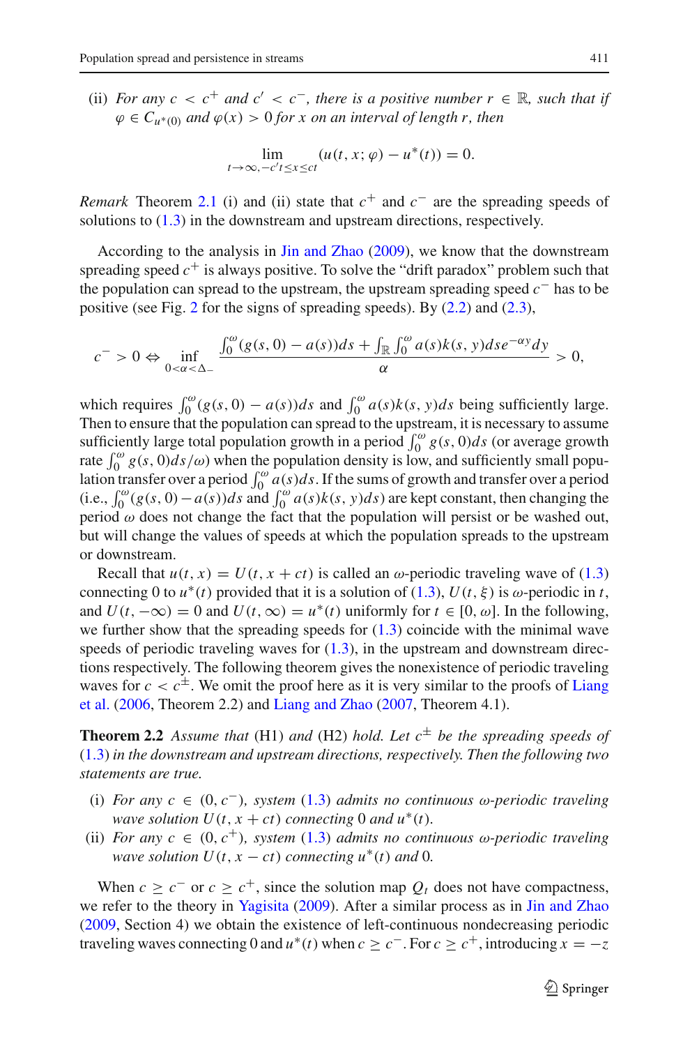(ii) *For any $c < c^+$ and $c' < c^-$, there is a positive number $r \in \mathbb{R}$, such that if $\varphi \in C_{u^*(0)}$ and $\varphi(x) > 0$ for $x$ on an interval of length $r$, then*

$$\lim_{t\to\infty, -c't\le x\le ct} (u(t, x; \varphi) - u^*(t)) = 0.$$

*Remark* Theorem 2.1 (i) and (ii) state that $c^+$ and $c^-$ are the spreading speeds of solutions to (1.3) in the downstream and upstream directions, respectively.

According to the analysis in Jin and Zhao (2009), we know that the downstream spreading speed $c^+$ is always positive. To solve the "drift paradox" problem such that the population can spread to the upstream, the upstream spreading speed $c^-$ has to be positive (see Fig. 2 for the signs of spreading speeds). By (2.2) and (2.3),

$$c^- > 0 \Leftrightarrow \inf_{0<\alpha<\Delta_-} \frac{\int_0^\omega (g(s,0) - a(s))ds + \int_{\mathbb{R}} \int_0^\omega a(s)k(s,y)ds e^{-\alpha y} dy}{\alpha} > 0,$$

which requires $\int_0^\omega (g(s,0) - a(s))ds$ and $\int_0^\omega a(s)k(s,y)ds$ being sufficiently large. Then to ensure that the population can spread to the upstream, it is necessary to assume sufficiently large total population growth in a period $\int_0^\omega g(s,0)ds$ (or average growth rate $\int_0^\omega g(s,0)ds/\omega$) when the population density is low, and sufficiently small population transfer over a period $\int_0^\omega a(s)ds$. If the sums of growth and transfer over a period (i.e., $\int_0^\omega (g(s,0) - a(s))ds$ and $\int_0^\omega a(s)k(s,y)ds$) are kept constant, then changing the period $\omega$ does not change the fact that the population will persist or be washed out, but will change the values of speeds at which the population spreads to the upstream or downstream.

Recall that $u(t,x) = U(t, x+ct)$ is called an $\omega$-periodic traveling wave of (1.3) connecting 0 to $u^*(t)$ provided that it is a solution of (1.3), $U(t,\xi)$ is $\omega$-periodic in $t$, and $U(t,-\infty) = 0$ and $U(t,\infty) = u^*(t)$ uniformly for $t \in [0,\omega]$. In the following, we further show that the spreading speeds for (1.3) coincide with the minimal wave speeds of periodic traveling waves for (1.3), in the upstream and downstream directions respectively. The following theorem gives the nonexistence of periodic traveling waves for $c < c^\pm$. We omit the proof here as it is very similar to the proofs of Liang et al. (2006, Theorem 2.2) and Liang and Zhao (2007, Theorem 4.1).

**Theorem 2.2** *Assume that* (H1) *and* (H2) *hold. Let $c^\pm$ be the spreading speeds of* (1.3) *in the downstream and upstream directions, respectively. Then the following two statements are true.*

(i) *For any $c \in (0, c^-)$, system* (1.3) *admits no continuous $\omega$-periodic traveling wave solution $U(t, x+ct)$ connecting 0 and $u^*(t)$.*

(ii) *For any $c \in (0, c^+)$, system* (1.3) *admits no continuous $\omega$-periodic traveling wave solution $U(t, x-ct)$ connecting $u^*(t)$ and 0.*

When $c \ge c^-$ or $c \ge c^+$, since the solution map $Q_t$ does not have compactness, we refer to the theory in Yagisita (2009). After a similar process as in Jin and Zhao (2009, Section 4) we obtain the existence of left-continuous nondecreasing periodic traveling waves connecting 0 and $u^*(t)$ when $c \ge c^-$. For $c \ge c^+$, introducing $x = -z$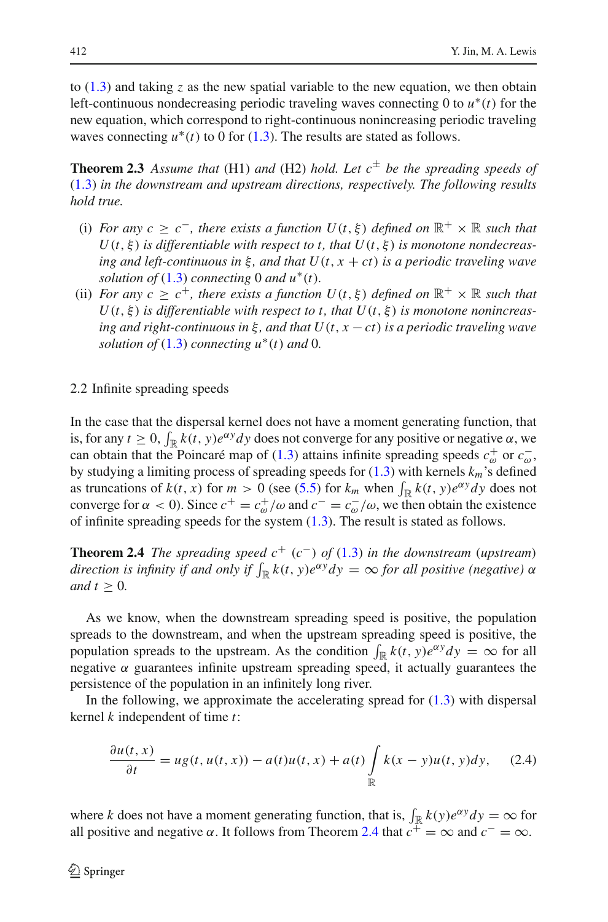to (1.3) and taking $z$ as the new spatial variable to the new equation, we then obtain left-continuous nondecreasing periodic traveling waves connecting 0 to $u^*(t)$ for the new equation, which correspond to right-continuous nonincreasing periodic traveling waves connecting $u^*(t)$ to 0 for (1.3). The results are stated as follows.

**Theorem 2.3** *Assume that* (H1) *and* (H2) *hold. Let $c^{\pm}$ be the spreading speeds of* (1.3) *in the downstream and upstream directions, respectively. The following results hold true.*

- (i) *For any $c \geq c^-$, there exists a function $U(t, \xi)$ defined on $\mathbb{R}^+ \times \mathbb{R}$ such that $U(t, \xi)$ is differentiable with respect to $t$, that $U(t, \xi)$ is monotone nondecreasing and left-continuous in $\xi$, and that $U(t, x + ct)$ is a periodic traveling wave solution of* (1.3) *connecting* 0 *and $u^*(t)$.*
- (ii) *For any $c \geq c^+$, there exists a function $U(t, \xi)$ defined on $\mathbb{R}^+ \times \mathbb{R}$ such that $U(t, \xi)$ is differentiable with respect to $t$, that $U(t, \xi)$ is monotone nonincreasing and right-continuous in $\xi$, and that $U(t, x - ct)$ is a periodic traveling wave solution of* (1.3) *connecting $u^*(t)$ and* 0.

## 2.2 Infinite spreading speeds

In the case that the dispersal kernel does not have a moment generating function, that is, for any $t \geq 0$, $\int_{\mathbb{R}} k(t, y)e^{\alpha y}dy$ does not converge for any positive or negative $\alpha$, we can obtain that the Poincaré map of (1.3) attains infinite spreading speeds $c_\omega^+$ or $c_\omega^-$, by studying a limiting process of spreading speeds for (1.3) with kernels $k_m$'s defined as truncations of $k(t, x)$ for $m > 0$ (see (5.5) for $k_m$ when $\int_{\mathbb{R}} k(t, y)e^{\alpha y}dy$ does not converge for $\alpha < 0$). Since $c^+ = c_\omega^+/\omega$ and $c^- = c_\omega^-/\omega$, we then obtain the existence of infinite spreading speeds for the system (1.3). The result is stated as follows.

**Theorem 2.4** *The spreading speed $c^+$ $(c^-)$ of* (1.3) *in the downstream (upstream) direction is infinity if and only if $\int_{\mathbb{R}} k(t, y)e^{\alpha y}dy = \infty$ for all positive (negative) $\alpha$ and $t \geq 0$.*

As we know, when the downstream spreading speed is positive, the population spreads to the downstream, and when the upstream spreading speed is positive, the population spreads to the upstream. As the condition $\int_{\mathbb{R}} k(t, y)e^{\alpha y}dy = \infty$ for all negative $\alpha$ guarantees infinite upstream spreading speed, it actually guarantees the persistence of the population in an infinitely long river.

In the following, we approximate the accelerating spread for (1.3) with dispersal kernel $k$ independent of time $t$:

$$\frac{\partial u(t, x)}{\partial t} = ug(t, u(t, x)) - a(t)u(t, x) + a(t) \int_{\mathbb{R}} k(x - y)u(t, y)dy, \tag{2.4}$$

where $k$ does not have a moment generating function, that is, $\int_{\mathbb{R}} k(y)e^{\alpha y}dy = \infty$ for all positive and negative $\alpha$. It follows from Theorem 2.4 that $c^+ = \infty$ and $c^- = \infty$.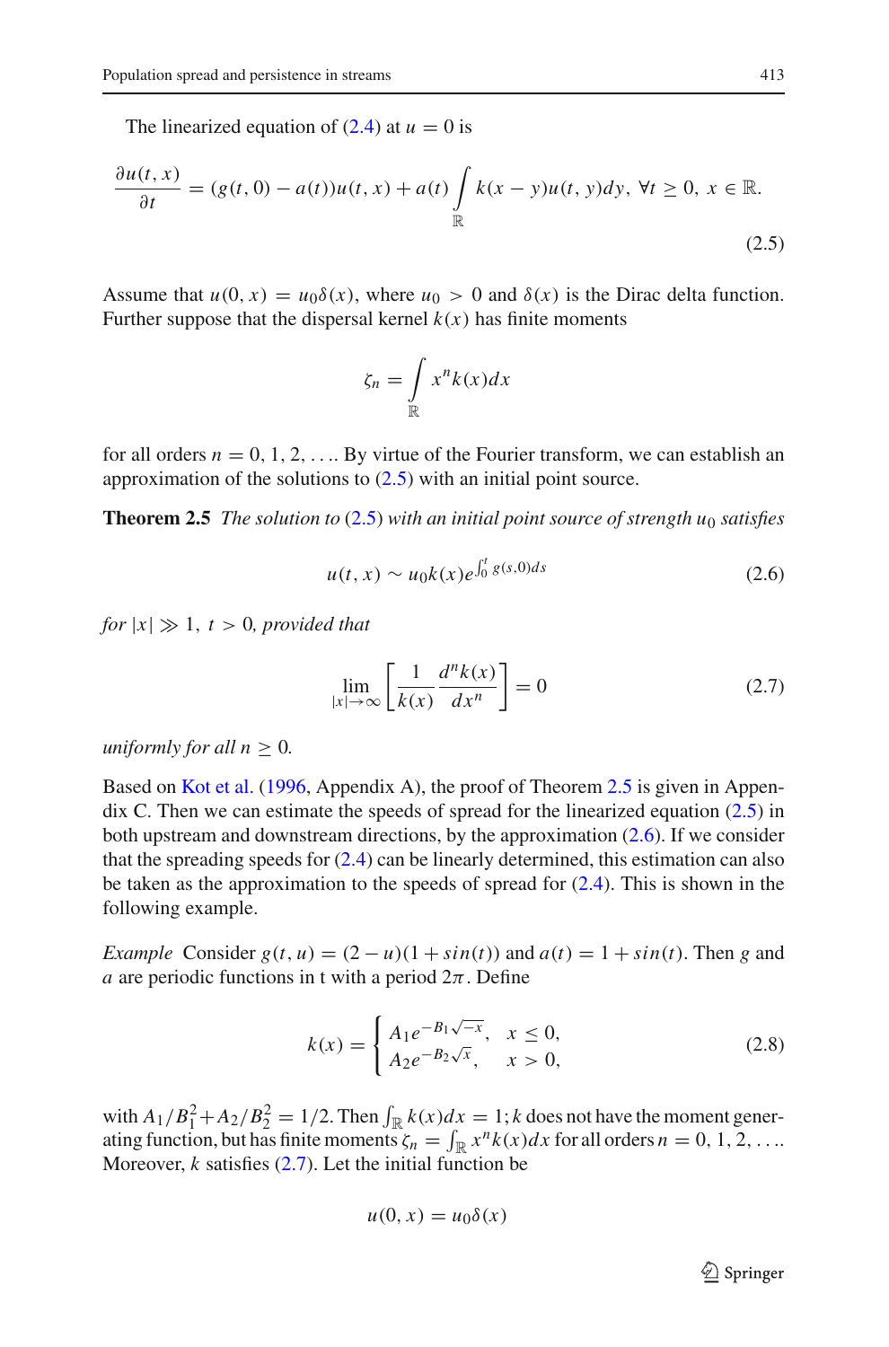The linearized equation of (2.4) at $u = 0$ is

$$\frac{\partial u(t,x)}{\partial t} = (g(t,0) - a(t))u(t,x) + a(t)\int_{\mathbb{R}} k(x-y)u(t,y)dy, \ \forall t \geq 0, \ x \in \mathbb{R}. \tag{2.5}$$

Assume that $u(0,x) = u_0\delta(x)$, where $u_0 > 0$ and $\delta(x)$ is the Dirac delta function. Further suppose that the dispersal kernel $k(x)$ has finite moments

$$\zeta_n = \int_{\mathbb{R}} x^n k(x)dx$$

for all orders $n = 0, 1, 2, \ldots$. By virtue of the Fourier transform, we can establish an approximation of the solutions to (2.5) with an initial point source.

**Theorem 2.5** *The solution to (2.5) with an initial point source of strength $u_0$ satisfies*

$$u(t,x) \sim u_0 k(x) e^{\int_0^t g(s,0)ds} \tag{2.6}$$

*for $|x| \gg 1$, $t > 0$, provided that*

$$\lim_{|x| \to \infty} \left[ \frac{1}{k(x)} \frac{d^n k(x)}{dx^n} \right] = 0 \tag{2.7}$$

*uniformly for all $n \geq 0$.*

Based on Kot et al. (1996, Appendix A), the proof of Theorem 2.5 is given in Appendix C. Then we can estimate the speeds of spread for the linearized equation (2.5) in both upstream and downstream directions, by the approximation (2.6). If we consider that the spreading speeds for (2.4) can be linearly determined, this estimation can also be taken as the approximation to the speeds of spread for (2.4). This is shown in the following example.

*Example* Consider $g(t,u) = (2-u)(1+sin(t))$ and $a(t) = 1 + sin(t)$. Then $g$ and $a$ are periodic functions in t with a period $2\pi$. Define

$$k(x) = \begin{cases} A_1 e^{-B_1\sqrt{-x}}, & x \leq 0, \\ A_2 e^{-B_2\sqrt{x}}, & x > 0, \end{cases} \tag{2.8}$$

with $A_1/B_1^2 + A_2/B_2^2 = 1/2$. Then $\int_{\mathbb{R}} k(x)dx = 1$; $k$ does not have the moment generating function, but has finite moments $\zeta_n = \int_{\mathbb{R}} x^n k(x)dx$ for all orders $n = 0, 1, 2, \ldots$. Moreover, $k$ satisfies (2.7). Let the initial function be

$$u(0,x) = u_0\delta(x)$$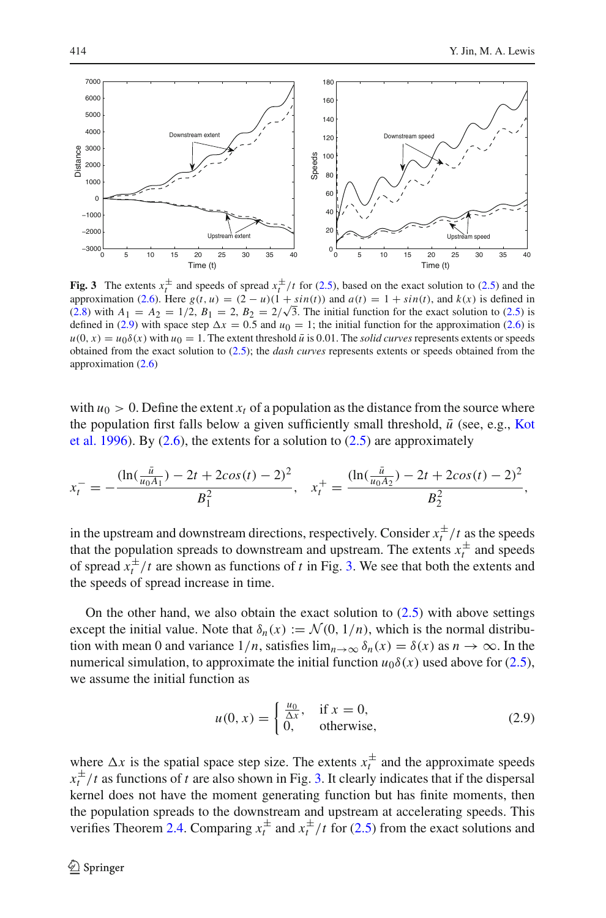**Fig. 3** The extents $x_t^{\pm}$ and speeds of spread $x_t^{\pm}/t$ for (2.5), based on the exact solution to (2.5) and the approximation (2.6). Here $g(t, u) = (2 - u)(1 + sin(t))$ and $a(t) = 1 + sin(t)$, and $k(x)$ is defined in (2.8) with $A_1 = A_2 = 1/2$, $B_1 = 2$, $B_2 = 2/\sqrt{3}$. The initial function for the exact solution to (2.5) is defined in (2.9) with space step $\Delta x = 0.5$ and $u_0 = 1$; the initial function for the approximation (2.6) is $u(0, x) = u_0\delta(x)$ with $u_0 = 1$. The extent threshold $\bar{u}$ is 0.01. The *solid curves* represents extents or speeds obtained from the exact solution to (2.5); the *dash curves* represents extents or speeds obtained from the approximation (2.6)

with $u_0 > 0$. Define the extent $x_t$ of a population as the distance from the source where the population first falls below a given sufficiently small threshold, $\bar{u}$ (see, e.g., Kot et al. 1996). By (2.6), the extents for a solution to (2.5) are approximately

$$x_t^- = -\frac{(\ln(\frac{\bar{u}}{u_0 A_1}) - 2t + 2cos(t) - 2)^2}{B_1^2}, \quad x_t^+ = \frac{(\ln(\frac{\bar{u}}{u_0 A_2}) - 2t + 2cos(t) - 2)^2}{B_2^2},$$

in the upstream and downstream directions, respectively. Consider $x_t^{\pm}/t$ as the speeds that the population spreads to downstream and upstream. The extents $x_t^{\pm}$ and speeds of spread $x_t^{\pm}/t$ are shown as functions of $t$ in Fig. 3. We see that both the extents and the speeds of spread increase in time.

On the other hand, we also obtain the exact solution to (2.5) with above settings except the initial value. Note that $\delta_n(x) := \mathcal{N}(0, 1/n)$, which is the normal distribution with mean 0 and variance $1/n$, satisfies $\lim_{n\to\infty} \delta_n(x) = \delta(x)$ as $n \to \infty$. In the numerical simulation, to approximate the initial function $u_0\delta(x)$ used above for (2.5), we assume the initial function as

$$u(0, x) = \begin{cases} \frac{u_0}{\Delta x}, & \text{if } x = 0, \\ 0, & \text{otherwise}, \end{cases} \tag{2.9}$$

where $\Delta x$ is the spatial space step size. The extents $x_t^{\pm}$ and the approximate speeds $x_t^{\pm}/t$ as functions of $t$ are also shown in Fig. 3. It clearly indicates that if the dispersal kernel does not have the moment generating function but has finite moments, then the population spreads to the downstream and upstream at accelerating speeds. This verifies Theorem 2.4. Comparing $x_t^{\pm}$ and $x_t^{\pm}/t$ for (2.5) from the exact solutions and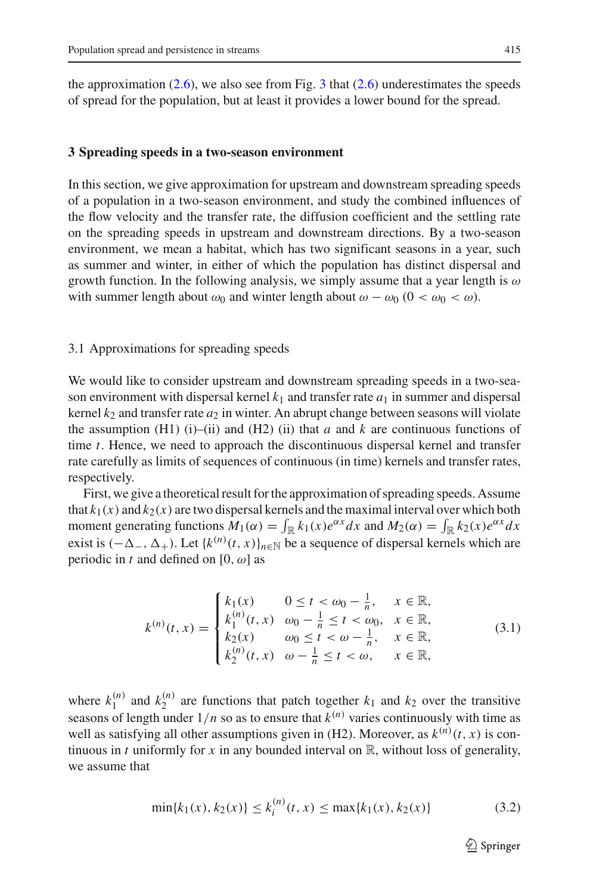the approximation (2.6), we also see from Fig. 3 that (2.6) underestimates the speeds of spread for the population, but at least it provides a lower bound for the spread.

## 3 Spreading speeds in a two-season environment

In this section, we give approximation for upstream and downstream spreading speeds of a population in a two-season environment, and study the combined influences of the flow velocity and the transfer rate, the diffusion coefficient and the settling rate on the spreading speeds in upstream and downstream directions. By a two-season environment, we mean a habitat, which has two significant seasons in a year, such as summer and winter, in either of which the population has distinct dispersal and growth function. In the following analysis, we simply assume that a year length is $\omega$ with summer length about $\omega_0$ and winter length about $\omega - \omega_0$ ($0 < \omega_0 < \omega$).

### 3.1 Approximations for spreading speeds

We would like to consider upstream and downstream spreading speeds in a two-season environment with dispersal kernel $k_1$ and transfer rate $a_1$ in summer and dispersal kernel $k_2$ and transfer rate $a_2$ in winter. An abrupt change between seasons will violate the assumption (H1) (i)–(ii) and (H2) (ii) that $a$ and $k$ are continuous functions of time $t$. Hence, we need to approach the discontinuous dispersal kernel and transfer rate carefully as limits of sequences of continuous (in time) kernels and transfer rates, respectively.

First, we give a theoretical result for the approximation of spreading speeds. Assume that $k_1(x)$ and $k_2(x)$ are two dispersal kernels and the maximal interval over which both moment generating functions $M_1(\alpha) = \int_{\mathbb{R}} k_1(x)e^{\alpha x}dx$ and $M_2(\alpha) = \int_{\mathbb{R}} k_2(x)e^{\alpha x}dx$ exist is $(-\Delta_-, \Delta_+)$. Let $\{k^{(n)}(t, x)\}_{n\in\mathbb{N}}$ be a sequence of dispersal kernels which are periodic in $t$ and defined on $[0, \omega]$ as

$$
k^{(n)}(t, x) = \begin{cases} k_1(x) & 0 \le t < \omega_0 - \frac{1}{n}, \quad x \in \mathbb{R}, \\ k_1^{(n)}(t, x) & \omega_0 - \frac{1}{n} \le t < \omega_0, \quad x \in \mathbb{R}, \\ k_2(x) & \omega_0 \le t < \omega - \frac{1}{n}, \quad x \in \mathbb{R}, \\ k_2^{(n)}(t, x) & \omega - \frac{1}{n} \le t < \omega, \quad x \in \mathbb{R}, \end{cases} \tag{3.1}
$$

where $k_1^{(n)}$ and $k_2^{(n)}$ are functions that patch together $k_1$ and $k_2$ over the transitive seasons of length under $1/n$ so as to ensure that $k^{(n)}$ varies continuously with time as well as satisfying all other assumptions given in (H2). Moreover, as $k^{(n)}(t, x)$ is continuous in $t$ uniformly for $x$ in any bounded interval on $\mathbb{R}$, without loss of generality, we assume that

$$
\min\{k_1(x), k_2(x)\} \le k_i^{(n)}(t, x) \le \max\{k_1(x), k_2(x)\} \tag{3.2}
$$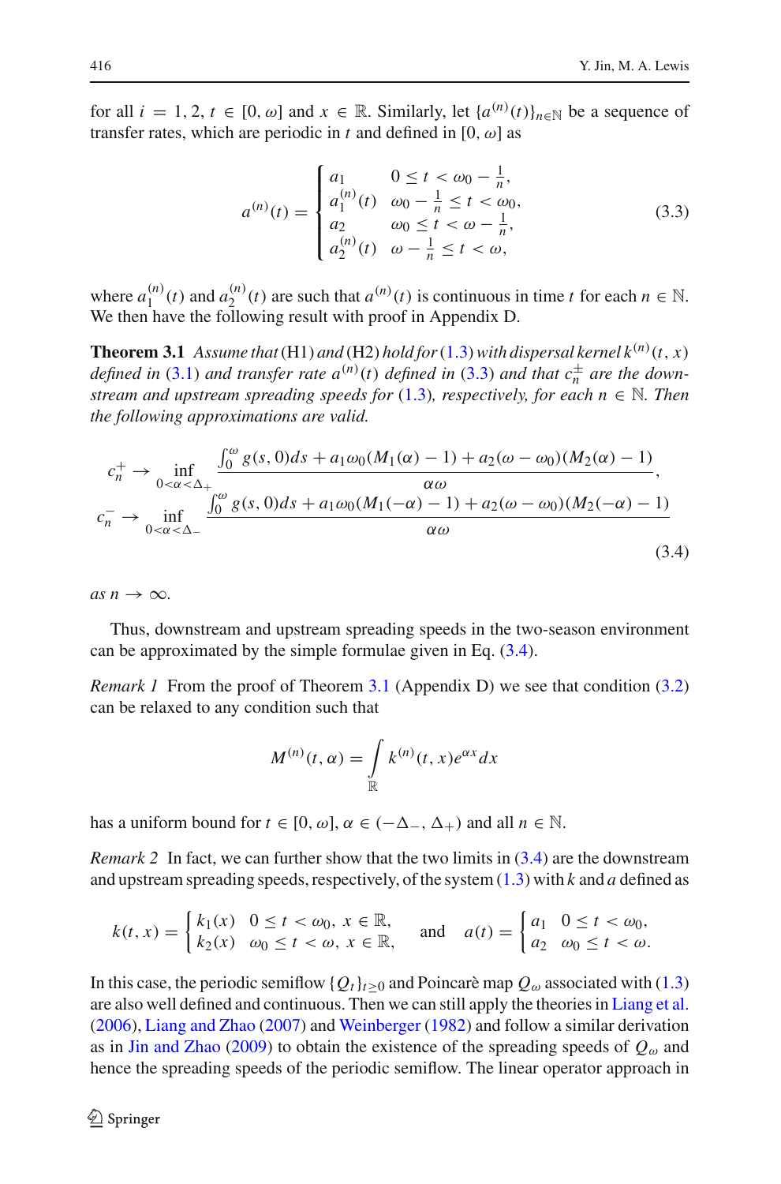for all $i = 1, 2$, $t \in [0, \omega]$ and $x \in \mathbb{R}$. Similarly, let $\{a^{(n)}(t)\}_{n\in\mathbb{N}}$ be a sequence of transfer rates, which are periodic in $t$ and defined in $[0, \omega]$ as

$$
a^{(n)}(t) = \begin{cases} a_1 & 0 \le t < \omega_0 - \frac{1}{n}, \\ a_1^{(n)}(t) & \omega_0 - \frac{1}{n} \le t < \omega_0, \\ a_2 & \omega_0 \le t < \omega - \frac{1}{n}, \\ a_2^{(n)}(t) & \omega - \frac{1}{n} \le t < \omega, \end{cases} \tag{3.3}
$$

where $a_1^{(n)}(t)$ and $a_2^{(n)}(t)$ are such that $a^{(n)}(t)$ is continuous in time $t$ for each $n \in \mathbb{N}$. We then have the following result with proof in Appendix D.

**Theorem 3.1** *Assume that* (H1) *and* (H2) *hold for* (1.3) *with dispersal kernel* $k^{(n)}(t, x)$ *defined in* (3.1) *and transfer rate* $a^{(n)}(t)$ *defined in* (3.3) *and that* $c_n^{\pm}$ *are the downstream and upstream spreading speeds for* (1.3)*, respectively, for each* $n \in \mathbb{N}$*. Then the following approximations are valid.*

$$
\begin{aligned}
c_n^+ &\to \inf_{0<\alpha<\Delta_+} \frac{\int_0^\omega g(s,0)ds + a_1\omega_0(M_1(\alpha)-1) + a_2(\omega-\omega_0)(M_2(\alpha)-1)}{\alpha\omega}, \\
c_n^- &\to \inf_{0<\alpha<\Delta_-} \frac{\int_0^\omega g(s,0)ds + a_1\omega_0(M_1(-\alpha)-1) + a_2(\omega-\omega_0)(M_2(-\alpha)-1)}{\alpha\omega}
\end{aligned} \tag{3.4}
$$

*as* $n \to \infty$.

Thus, downstream and upstream spreading speeds in the two-season environment can be approximated by the simple formulae given in Eq. (3.4).

*Remark 1* From the proof of Theorem 3.1 (Appendix D) we see that condition (3.2) can be relaxed to any condition such that

$$
M^{(n)}(t, \alpha) = \int_{\mathbb{R}} k^{(n)}(t, x)e^{\alpha x}dx
$$

has a uniform bound for $t \in [0, \omega]$, $\alpha \in (-\Delta_-, \Delta_+)$ and all $n \in \mathbb{N}$.

*Remark 2* In fact, we can further show that the two limits in (3.4) are the downstream and upstream spreading speeds, respectively, of the system (1.3) with $k$ and $a$ defined as

$$
k(t, x) = \begin{cases} k_1(x) & 0 \le t < \omega_0,\ x \in \mathbb{R}, \\ k_2(x) & \omega_0 \le t < \omega,\ x \in \mathbb{R}, \end{cases} \quad \text{and} \quad a(t) = \begin{cases} a_1 & 0 \le t < \omega_0, \\ a_2 & \omega_0 \le t < \omega. \end{cases}
$$

In this case, the periodic semiflow $\{Q_t\}_{t\ge 0}$ and Poincarè map $Q_\omega$ associated with (1.3) are also well defined and continuous. Then we can still apply the theories in Liang et al. (2006), Liang and Zhao (2007) and Weinberger (1982) and follow a similar derivation as in Jin and Zhao (2009) to obtain the existence of the spreading speeds of $Q_\omega$ and hence the spreading speeds of the periodic semiflow. The linear operator approach in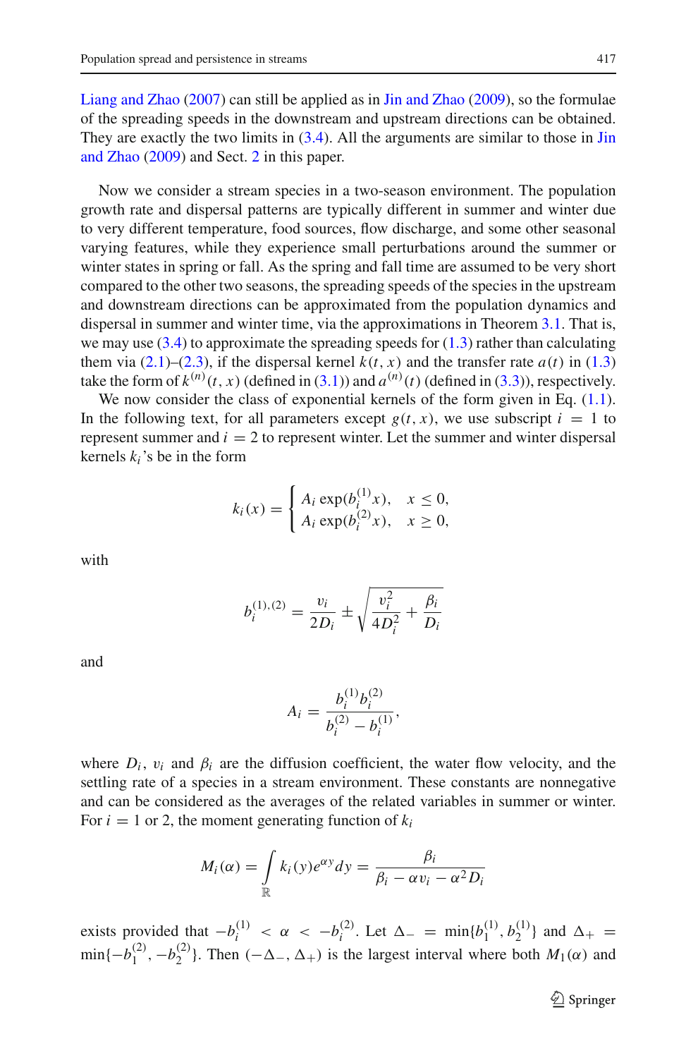Liang and Zhao (2007) can still be applied as in Jin and Zhao (2009), so the formulae of the spreading speeds in the downstream and upstream directions can be obtained. They are exactly the two limits in (3.4). All the arguments are similar to those in Jin and Zhao (2009) and Sect. 2 in this paper.

Now we consider a stream species in a two-season environment. The population growth rate and dispersal patterns are typically different in summer and winter due to very different temperature, food sources, flow discharge, and some other seasonal varying features, while they experience small perturbations around the summer or winter states in spring or fall. As the spring and fall time are assumed to be very short compared to the other two seasons, the spreading speeds of the species in the upstream and downstream directions can be approximated from the population dynamics and dispersal in summer and winter time, via the approximations in Theorem 3.1. That is, we may use (3.4) to approximate the spreading speeds for (1.3) rather than calculating them via (2.1)–(2.3), if the dispersal kernel $k(t, x)$ and the transfer rate $a(t)$ in (1.3) take the form of $k^{(n)}(t, x)$ (defined in (3.1)) and $a^{(n)}(t)$ (defined in (3.3)), respectively.

We now consider the class of exponential kernels of the form given in Eq. (1.1). In the following text, for all parameters except $g(t, x)$, we use subscript $i = 1$ to represent summer and $i = 2$ to represent winter. Let the summer and winter dispersal kernels $k_i$'s be in the form

$$k_i(x) = \begin{cases} A_i \exp(b_i^{(1)} x), & x \leq 0, \\ A_i \exp(b_i^{(2)} x), & x \geq 0, \end{cases}$$

with

$$b_i^{(1),(2)} = \frac{v_i}{2D_i} \pm \sqrt{\frac{v_i^2}{4D_i^2} + \frac{\beta_i}{D_i}}$$

and

$$A_i = \frac{b_i^{(1)} b_i^{(2)}}{b_i^{(2)} - b_i^{(1)}},$$

where $D_i$, $v_i$ and $\beta_i$ are the diffusion coefficient, the water flow velocity, and the settling rate of a species in a stream environment. These constants are nonnegative and can be considered as the averages of the related variables in summer or winter. For $i = 1$ or 2, the moment generating function of $k_i$

$$M_i(\alpha) = \int_{\mathbb{R}} k_i(y) e^{\alpha y} dy = \frac{\beta_i}{\beta_i - \alpha v_i - \alpha^2 D_i}$$

exists provided that $-b_i^{(1)} < \alpha < -b_i^{(2)}$. Let $\Delta_- = \min\{b_1^{(1)}, b_2^{(1)}\}$ and $\Delta_+ = \min\{-b_1^{(2)}, -b_2^{(2)}\}$. Then $(-\Delta_-, \Delta_+)$ is the largest interval where both $M_1(\alpha)$ and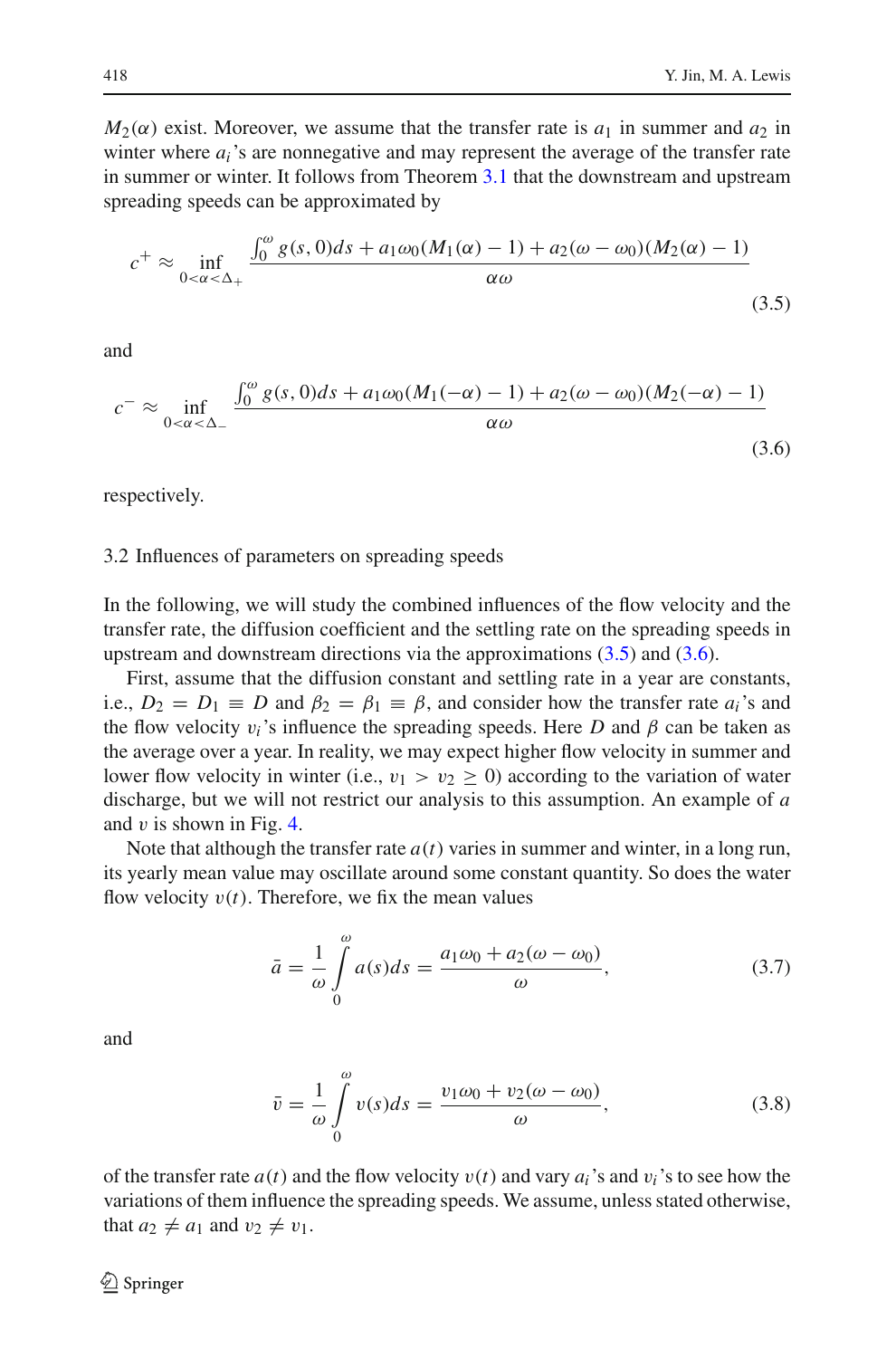$M_2(\alpha)$ exist. Moreover, we assume that the transfer rate is $a_1$ in summer and $a_2$ in winter where $a_i$'s are nonnegative and may represent the average of the transfer rate in summer or winter. It follows from Theorem 3.1 that the downstream and upstream spreading speeds can be approximated by

$$c^+ \approx \inf_{0<\alpha<\Delta_+} \frac{\int_0^\omega g(s,0)ds + a_1\omega_0(M_1(\alpha)-1) + a_2(\omega-\omega_0)(M_2(\alpha)-1)}{\alpha\omega} \tag{3.5}$$

and

$$c^- \approx \inf_{0<\alpha<\Delta_-} \frac{\int_0^\omega g(s,0)ds + a_1\omega_0(M_1(-\alpha)-1) + a_2(\omega-\omega_0)(M_2(-\alpha)-1)}{\alpha\omega} \tag{3.6}$$

respectively.

## 3.2 Influences of parameters on spreading speeds

In the following, we will study the combined influences of the flow velocity and the transfer rate, the diffusion coefficient and the settling rate on the spreading speeds in upstream and downstream directions via the approximations (3.5) and (3.6).

First, assume that the diffusion constant and settling rate in a year are constants, i.e., $D_2 = D_1 \equiv D$ and $\beta_2 = \beta_1 \equiv \beta$, and consider how the transfer rate $a_i$'s and the flow velocity $v_i$'s influence the spreading speeds. Here $D$ and $\beta$ can be taken as the average over a year. In reality, we may expect higher flow velocity in summer and lower flow velocity in winter (i.e., $v_1 > v_2 \geq 0$) according to the variation of water discharge, but we will not restrict our analysis to this assumption. An example of $a$ and $v$ is shown in Fig. 4.

Note that although the transfer rate $a(t)$ varies in summer and winter, in a long run, its yearly mean value may oscillate around some constant quantity. So does the water flow velocity $v(t)$. Therefore, we fix the mean values

$$\bar{a} = \frac{1}{\omega}\int_0^\omega a(s)ds = \frac{a_1\omega_0 + a_2(\omega-\omega_0)}{\omega}, \tag{3.7}$$

and

$$\bar{v} = \frac{1}{\omega}\int_0^\omega v(s)ds = \frac{v_1\omega_0 + v_2(\omega-\omega_0)}{\omega}, \tag{3.8}$$

of the transfer rate $a(t)$ and the flow velocity $v(t)$ and vary $a_i$'s and $v_i$'s to see how the variations of them influence the spreading speeds. We assume, unless stated otherwise, that $a_2 \neq a_1$ and $v_2 \neq v_1$.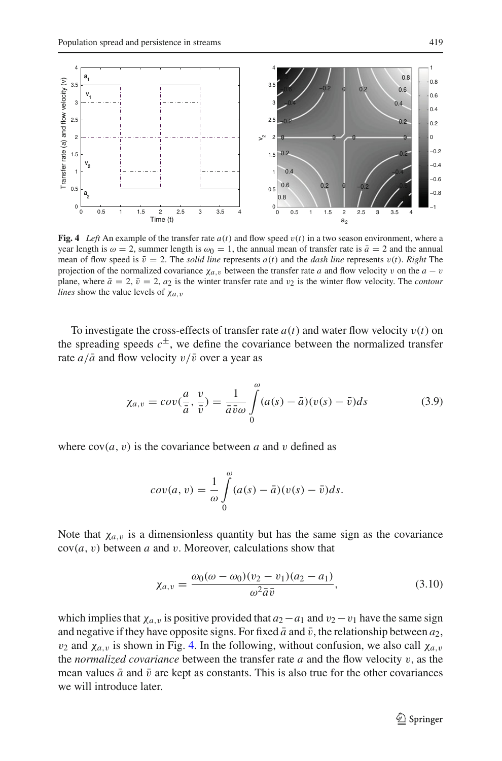**Fig. 4** *Left* An example of the transfer rate $a(t)$ and flow speed $v(t)$ in a two season environment, where a year length is $\omega = 2$, summer length is $\omega_0 = 1$, the annual mean of transfer rate is $\bar{a} = 2$ and the annual mean of flow speed is $\bar{v} = 2$. The *solid line* represents $a(t)$ and the *dash line* represents $v(t)$. *Right* The projection of the normalized covariance $\chi_{a,v}$ between the transfer rate $a$ and flow velocity $v$ on the $a - v$ plane, where $\bar{a} = 2$, $\bar{v} = 2$, $a_2$ is the winter transfer rate and $v_2$ is the winter flow velocity. The *contour lines* show the value levels of $\chi_{a,v}$

To investigate the cross-effects of transfer rate $a(t)$ and water flow velocity $v(t)$ on the spreading speeds $c^{\pm}$, we define the covariance between the normalized transfer rate $a/\bar{a}$ and flow velocity $v/\bar{v}$ over a year as

$$\chi_{a,v} = cov(\frac{a}{\bar{a}}, \frac{v}{\bar{v}}) = \frac{1}{\bar{a}\bar{v}\omega} \int_0^{\omega} (a(s) - \bar{a})(v(s) - \bar{v})ds \tag{3.9}$$

where $\mathrm{cov}(a, v)$ is the covariance between $a$ and $v$ defined as

$$cov(a, v) = \frac{1}{\omega} \int_0^{\omega} (a(s) - \bar{a})(v(s) - \bar{v})ds.$$

Note that $\chi_{a,v}$ is a dimensionless quantity but has the same sign as the covariance $\mathrm{cov}(a, v)$ between $a$ and $v$. Moreover, calculations show that

$$\chi_{a,v} = \frac{\omega_0(\omega - \omega_0)(v_2 - v_1)(a_2 - a_1)}{\omega^2 \bar{a}\bar{v}}, \tag{3.10}$$

which implies that $\chi_{a,v}$ is positive provided that $a_2 - a_1$ and $v_2 - v_1$ have the same sign and negative if they have opposite signs. For fixed $\bar{a}$ and $\bar{v}$, the relationship between $a_2$, $v_2$ and $\chi_{a,v}$ is shown in Fig. 4. In the following, without confusion, we also call $\chi_{a,v}$ the *normalized covariance* between the transfer rate $a$ and the flow velocity $v$, as the mean values $\bar{a}$ and $\bar{v}$ are kept as constants. This is also true for the other covariances we will introduce later.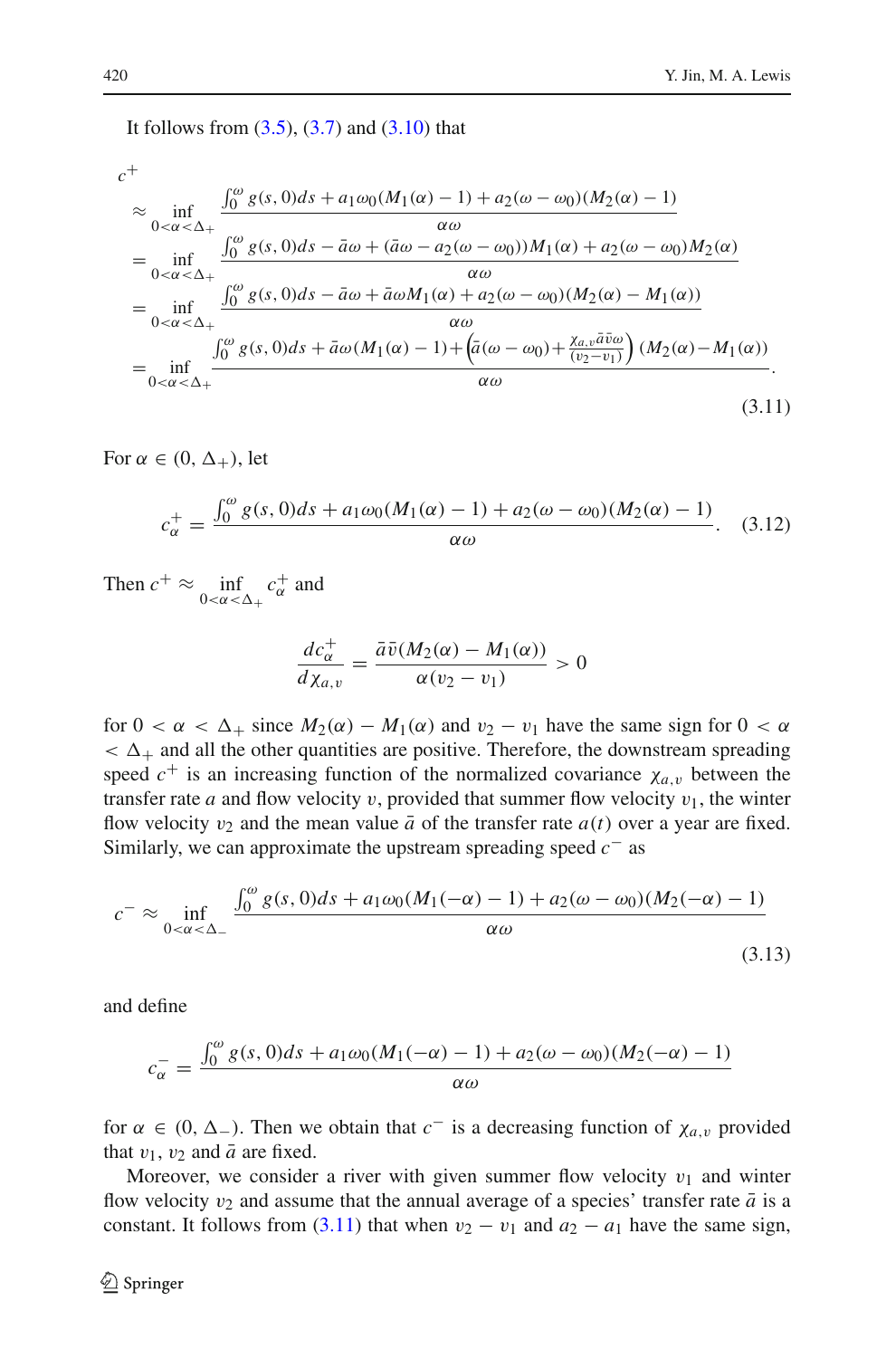It follows from (3.5), (3.7) and (3.10) that

$$
\begin{aligned}
c^+ & \\
&\approx \inf_{0<\alpha<\Delta_+} \frac{\int_0^\omega g(s,0)ds + a_1\omega_0(M_1(\alpha)-1) + a_2(\omega-\omega_0)(M_2(\alpha)-1)}{\alpha\omega} \\
&= \inf_{0<\alpha<\Delta_+} \frac{\int_0^\omega g(s,0)ds - \bar{a}\omega + (\bar{a}\omega - a_2(\omega-\omega_0))M_1(\alpha) + a_2(\omega-\omega_0)M_2(\alpha)}{\alpha\omega} \\
&= \inf_{0<\alpha<\Delta_+} \frac{\int_0^\omega g(s,0)ds - \bar{a}\omega + \bar{a}\omega M_1(\alpha) + a_2(\omega-\omega_0)(M_2(\alpha)-M_1(\alpha))}{\alpha\omega} \\
&= \inf_{0<\alpha<\Delta_+} \frac{\int_0^\omega g(s,0)ds + \bar{a}\omega(M_1(\alpha)-1) + \left(\bar{a}(\omega-\omega_0) + \frac{\chi_{a,v}\bar{a}\bar{v}\omega}{(v_2-v_1)}\right)(M_2(\alpha)-M_1(\alpha))}{\alpha\omega}.
\end{aligned}
\tag{3.11}
$$

For $\alpha \in (0, \Delta_+)$, let

$$
c_\alpha^+ = \frac{\int_0^\omega g(s,0)ds + a_1\omega_0(M_1(\alpha)-1) + a_2(\omega-\omega_0)(M_2(\alpha)-1)}{\alpha\omega}. \tag{3.12}
$$

Then $c^+ \approx \inf\limits_{0<\alpha<\Delta_+} c_\alpha^+$ and

$$
\frac{dc_\alpha^+}{d\chi_{a,v}} = \frac{\bar{a}\bar{v}(M_2(\alpha)-M_1(\alpha))}{\alpha(v_2-v_1)} > 0
$$

for $0 < \alpha < \Delta_+$ since $M_2(\alpha) - M_1(\alpha)$ and $v_2 - v_1$ have the same sign for $0 < \alpha < \Delta_+$ and all the other quantities are positive. Therefore, the downstream spreading speed $c^+$ is an increasing function of the normalized covariance $\chi_{a,v}$ between the transfer rate $a$ and flow velocity $v$, provided that summer flow velocity $v_1$, the winter flow velocity $v_2$ and the mean value $\bar{a}$ of the transfer rate $a(t)$ over a year are fixed. Similarly, we can approximate the upstream spreading speed $c^-$ as

$$
c^- \approx \inf_{0<\alpha<\Delta_-} \frac{\int_0^\omega g(s,0)ds + a_1\omega_0(M_1(-\alpha)-1) + a_2(\omega-\omega_0)(M_2(-\alpha)-1)}{\alpha\omega} \tag{3.13}
$$

and define

$$
c_\alpha^- = \frac{\int_0^\omega g(s,0)ds + a_1\omega_0(M_1(-\alpha)-1) + a_2(\omega-\omega_0)(M_2(-\alpha)-1)}{\alpha\omega}
$$

for $\alpha \in (0, \Delta_-)$. Then we obtain that $c^-$ is a decreasing function of $\chi_{a,v}$ provided that $v_1$, $v_2$ and $\bar{a}$ are fixed.

Moreover, we consider a river with given summer flow velocity $v_1$ and winter flow velocity $v_2$ and assume that the annual average of a species' transfer rate $\bar{a}$ is a constant. It follows from (3.11) that when $v_2 - v_1$ and $a_2 - a_1$ have the same sign,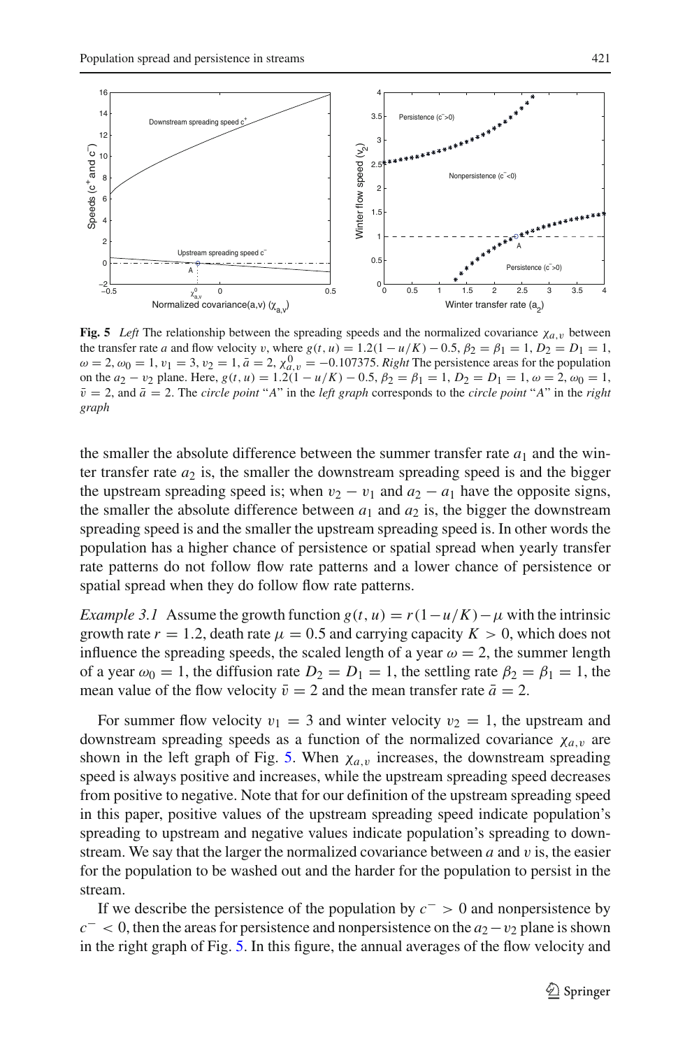**Fig. 5** *Left* The relationship between the spreading speeds and the normalized covariance $\chi_{a,v}$ between the transfer rate $a$ and flow velocity $v$, where $g(t, u) = 1.2(1 - u/K) - 0.5$, $\beta_2 = \beta_1 = 1$, $D_2 = D_1 = 1$, $\omega = 2$, $\omega_0 = 1$, $v_1 = 3$, $v_2 = 1$, $\bar{a} = 2$, $\chi^0_{a,v} = -0.107375$. *Right* The persistence areas for the population on the $a_2 - v_2$ plane. Here, $g(t, u) = 1.2(1 - u/K) - 0.5$, $\beta_2 = \beta_1 = 1$, $D_2 = D_1 = 1$, $\omega = 2$, $\omega_0 = 1$, $\bar{v} = 2$, and $\bar{a} = 2$. The *circle point* "*A*" in the *left graph* corresponds to the *circle point* "*A*" in the *right graph*

the smaller the absolute difference between the summer transfer rate $a_1$ and the winter transfer rate $a_2$ is, the smaller the downstream spreading speed is and the bigger the upstream spreading speed is; when $v_2 - v_1$ and $a_2 - a_1$ have the opposite signs, the smaller the absolute difference between $a_1$ and $a_2$ is, the bigger the downstream spreading speed is and the smaller the upstream spreading speed is. In other words the population has a higher chance of persistence or spatial spread when yearly transfer rate patterns do not follow flow rate patterns and a lower chance of persistence or spatial spread when they do follow flow rate patterns.

*Example 3.1* Assume the growth function $g(t, u) = r(1-u/K)-\mu$ with the intrinsic growth rate $r = 1.2$, death rate $\mu = 0.5$ and carrying capacity $K > 0$, which does not influence the spreading speeds, the scaled length of a year $\omega = 2$, the summer length of a year $\omega_0 = 1$, the diffusion rate $D_2 = D_1 = 1$, the settling rate $\beta_2 = \beta_1 = 1$, the mean value of the flow velocity $\bar{v} = 2$ and the mean transfer rate $\bar{a} = 2$.

For summer flow velocity $v_1 = 3$ and winter velocity $v_2 = 1$, the upstream and downstream spreading speeds as a function of the normalized covariance $\chi_{a,v}$ are shown in the left graph of Fig. 5. When $\chi_{a,v}$ increases, the downstream spreading speed is always positive and increases, while the upstream spreading speed decreases from positive to negative. Note that for our definition of the upstream spreading speed in this paper, positive values of the upstream spreading speed indicate population's spreading to upstream and negative values indicate population's spreading to downstream. We say that the larger the normalized covariance between $a$ and $v$ is, the easier for the population to be washed out and the harder for the population to persist in the stream.

If we describe the persistence of the population by $c^- > 0$ and nonpersistence by $c^- < 0$, then the areas for persistence and nonpersistence on the $a_2 - v_2$ plane is shown in the right graph of Fig. 5. In this figure, the annual averages of the flow velocity and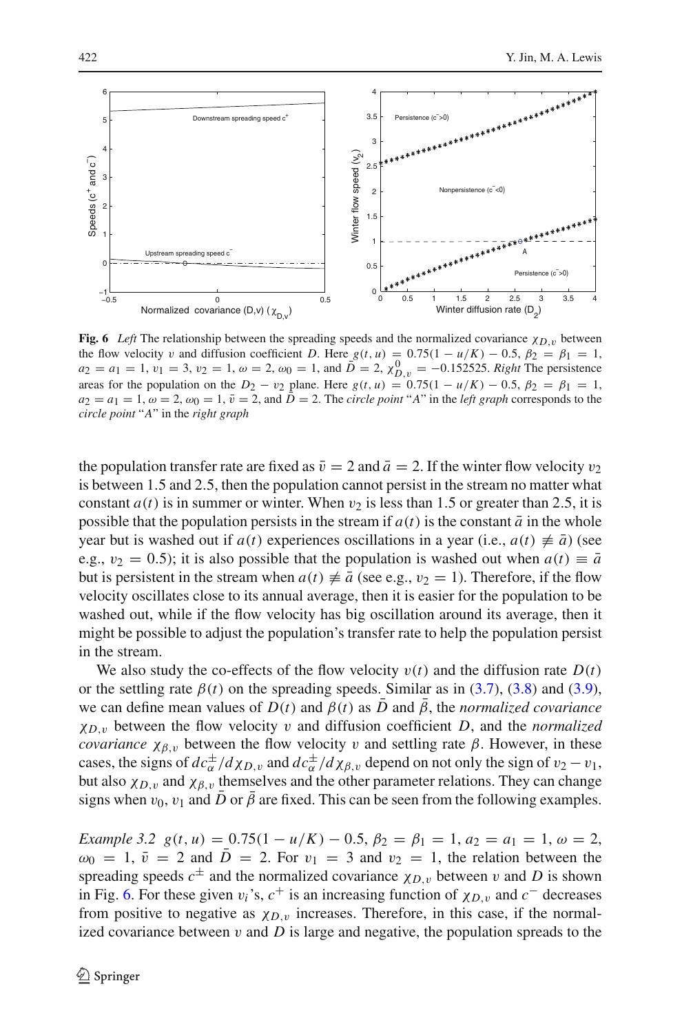**Fig. 6** *Left* The relationship between the spreading speeds and the normalized covariance $\chi_{D,v}$ between the flow velocity $v$ and diffusion coefficient $D$. Here $g(t, u) = 0.75(1 - u/K) - 0.5$, $\beta_2 = \beta_1 = 1$, $a_2 = a_1 = 1$, $v_1 = 3$, $v_2 = 1$, $\omega = 2$, $\omega_0 = 1$, and $\bar{D} = 2$, $\chi^0_{D,v} = -0.152525$. *Right* The persistence areas for the population on the $D_2 - v_2$ plane. Here $g(t, u) = 0.75(1 - u/K) - 0.5$, $\beta_2 = \beta_1 = 1$, $a_2 = a_1 = 1$, $\omega = 2$, $\omega_0 = 1$, $\bar{v} = 2$, and $\bar{D} = 2$. The *circle point* "*A*" in the *left graph* corresponds to the *circle point* "*A*" in the *right graph*

the population transfer rate are fixed as $\bar{v} = 2$ and $\bar{a} = 2$. If the winter flow velocity $v_2$ is between 1.5 and 2.5, then the population cannot persist in the stream no matter what constant $a(t)$ is in summer or winter. When $v_2$ is less than 1.5 or greater than 2.5, it is possible that the population persists in the stream if $a(t)$ is the constant $\bar{a}$ in the whole year but is washed out if $a(t)$ experiences oscillations in a year (i.e., $a(t) \not\equiv \bar{a}$) (see e.g., $v_2 = 0.5$); it is also possible that the population is washed out when $a(t) \equiv \bar{a}$ but is persistent in the stream when $a(t) \not\equiv \bar{a}$ (see e.g., $v_2 = 1$). Therefore, if the flow velocity oscillates close to its annual average, then it is easier for the population to be washed out, while if the flow velocity has big oscillation around its average, then it might be possible to adjust the population's transfer rate to help the population persist in the stream.

We also study the co-effects of the flow velocity $v(t)$ and the diffusion rate $D(t)$ or the settling rate $\beta(t)$ on the spreading speeds. Similar as in (3.7), (3.8) and (3.9), we can define mean values of $D(t)$ and $\beta(t)$ as $\bar{D}$ and $\bar{\beta}$, the *normalized covariance* $\chi_{D,v}$ between the flow velocity $v$ and diffusion coefficient $D$, and the *normalized covariance* $\chi_{\beta,v}$ between the flow velocity $v$ and settling rate $\beta$. However, in these cases, the signs of $dc^{\pm}_{\alpha}/d\chi_{D,v}$ and $dc^{\pm}_{\alpha}/d\chi_{\beta,v}$ depend on not only the sign of $v_2 - v_1$, but also $\chi_{D,v}$ and $\chi_{\beta,v}$ themselves and the other parameter relations. They can change signs when $v_0$, $v_1$ and $\bar{D}$ or $\bar{\beta}$ are fixed. This can be seen from the following examples.

*Example 3.2* $g(t, u) = 0.75(1 - u/K) - 0.5$, $\beta_2 = \beta_1 = 1$, $a_2 = a_1 = 1$, $\omega = 2$, $\omega_0 = 1$, $\bar{v} = 2$ and $\bar{D} = 2$. For $v_1 = 3$ and $v_2 = 1$, the relation between the spreading speeds $c^{\pm}$ and the normalized covariance $\chi_{D,v}$ between $v$ and $D$ is shown in Fig. 6. For these given $v_i$'s, $c^+$ is an increasing function of $\chi_{D,v}$ and $c^-$ decreases from positive to negative as $\chi_{D,v}$ increases. Therefore, in this case, if the normalized covariance between $v$ and $D$ is large and negative, the population spreads to the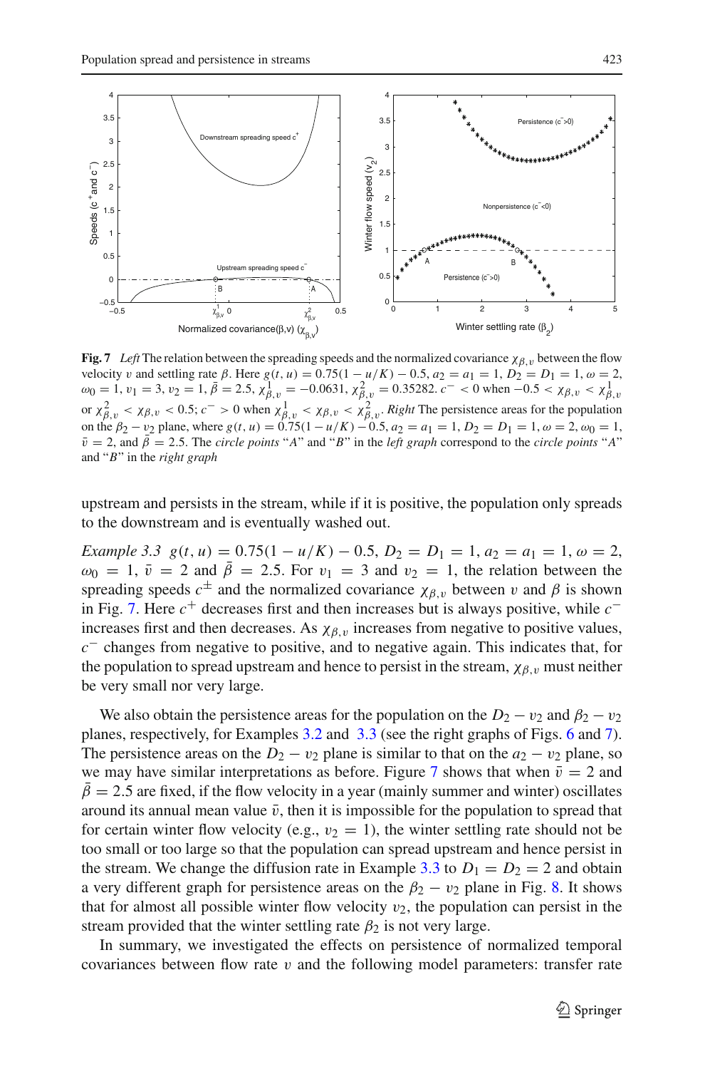**Fig. 7** *Left* The relation between the spreading speeds and the normalized covariance $\chi_{\beta,v}$ between the flow velocity $v$ and settling rate $\beta$. Here $g(t,u) = 0.75(1-u/K) - 0.5$, $a_2 = a_1 = 1$, $D_2 = D_1 = 1$, $\omega = 2$, $\omega_0 = 1$, $v_1 = 3$, $v_2 = 1$, $\bar{\beta} = 2.5$, $\chi^1_{\beta,v} = -0.0631$, $\chi^2_{\beta,v} = 0.35282$. $c^- < 0$ when $-0.5 < \chi_{\beta,v} < \chi^1_{\beta,v}$ or $\chi^2_{\beta,v} < \chi_{\beta,v} < 0.5$; $c^- > 0$ when $\chi^1_{\beta,v} < \chi_{\beta,v} < \chi^2_{\beta,v}$. *Right* The persistence areas for the population on the $\beta_2 - v_2$ plane, where $g(t,u) = 0.75(1-u/K) - 0.5$, $a_2 = a_1 = 1$, $D_2 = D_1 = 1$, $\omega = 2$, $\omega_0 = 1$, $\bar{v} = 2$, and $\bar{\beta} = 2.5$. The *circle points* "$A$" and "$B$" in the *left graph* correspond to the *circle points* "$A$" and "$B$" in the *right graph*

upstream and persists in the stream, while if it is positive, the population only spreads to the downstream and is eventually washed out.

*Example 3.3* $g(t,u) = 0.75(1-u/K) - 0.5$, $D_2 = D_1 = 1$, $a_2 = a_1 = 1$, $\omega = 2$, $\omega_0 = 1$, $\bar{v} = 2$ and $\bar{\beta} = 2.5$. For $v_1 = 3$ and $v_2 = 1$, the relation between the spreading speeds $c^{\pm}$ and the normalized covariance $\chi_{\beta,v}$ between $v$ and $\beta$ is shown in Fig. 7. Here $c^+$ decreases first and then increases but is always positive, while $c^-$ increases first and then decreases. As $\chi_{\beta,v}$ increases from negative to positive values, $c^-$ changes from negative to positive, and to negative again. This indicates that, for the population to spread upstream and hence to persist in the stream, $\chi_{\beta,v}$ must neither be very small nor very large.

We also obtain the persistence areas for the population on the $D_2 - v_2$ and $\beta_2 - v_2$ planes, respectively, for Examples 3.2 and 3.3 (see the right graphs of Figs. 6 and 7). The persistence areas on the $D_2 - v_2$ plane is similar to that on the $a_2 - v_2$ plane, so we may have similar interpretations as before. Figure 7 shows that when $\bar{v} = 2$ and $\bar{\beta} = 2.5$ are fixed, if the flow velocity in a year (mainly summer and winter) oscillates around its annual mean value $\bar{v}$, then it is impossible for the population to spread that for certain winter flow velocity (e.g., $v_2 = 1$), the winter settling rate should not be too small or too large so that the population can spread upstream and hence persist in the stream. We change the diffusion rate in Example 3.3 to $D_1 = D_2 = 2$ and obtain a very different graph for persistence areas on the $\beta_2 - v_2$ plane in Fig. 8. It shows that for almost all possible winter flow velocity $v_2$, the population can persist in the stream provided that the winter settling rate $\beta_2$ is not very large.

In summary, we investigated the effects on persistence of normalized temporal covariances between flow rate $v$ and the following model parameters: transfer rate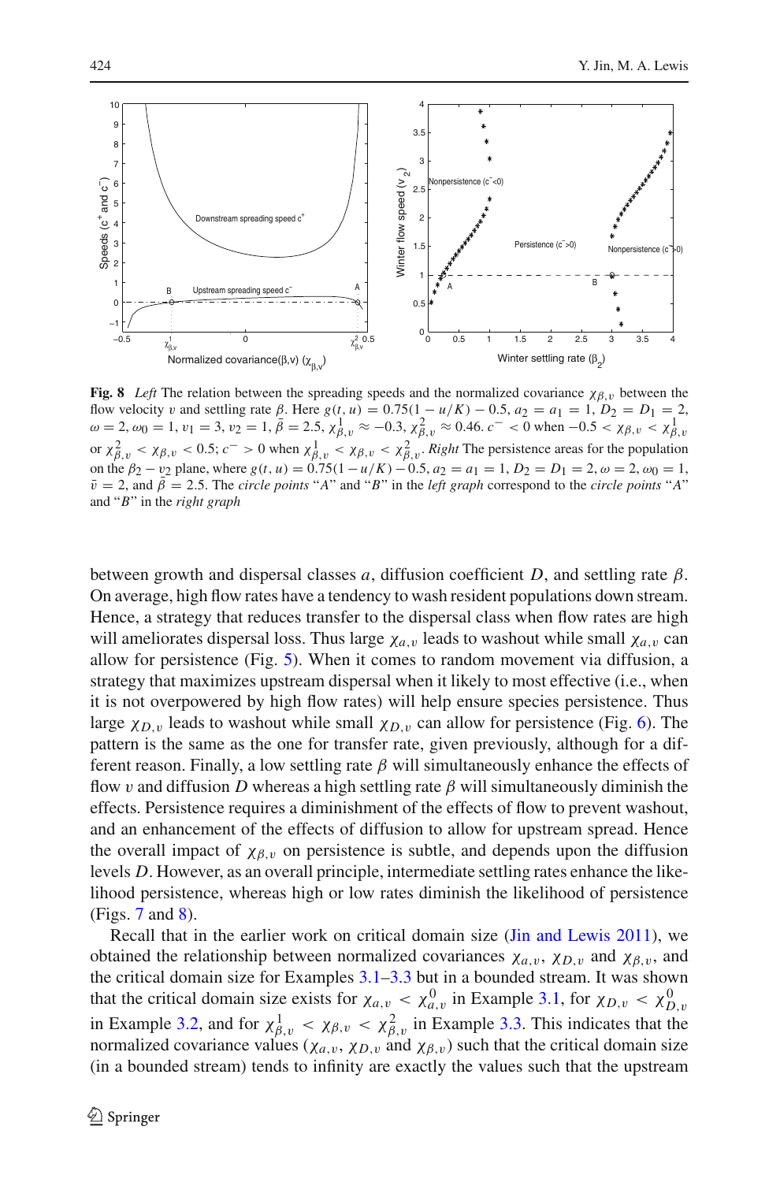**Fig. 8** *Left* The relation between the spreading speeds and the normalized covariance $\chi_{\beta,v}$ between the flow velocity $v$ and settling rate $\beta$. Here $g(t,u) = 0.75(1 - u/K) - 0.5$, $a_2 = a_1 = 1$, $D_2 = D_1 = 2$, $\omega = 2$, $\omega_0 = 1$, $v_1 = 3$, $v_2 = 1$, $\bar{\beta} = 2.5$, $\chi^1_{\beta,v} \approx -0.3$, $\chi^2_{\beta,v} \approx 0.46$. $c^- < 0$ when $-0.5 < \chi_{\beta,v} < \chi^1_{\beta,v}$ or $\chi^2_{\beta,v} < \chi_{\beta,v} < 0.5$; $c^- > 0$ when $\chi^1_{\beta,v} < \chi_{\beta,v} < \chi^2_{\beta,v}$. *Right* The persistence areas for the population on the $\beta_2 - v_2$ plane, where $g(t,u) = 0.75(1 - u/K) - 0.5$, $a_2 = a_1 = 1$, $D_2 = D_1 = 2$, $\omega = 2$, $\omega_0 = 1$, $\bar{v} = 2$, and $\bar{\beta} = 2.5$. The *circle points* "*A*" and "*B*" in the *left graph* correspond to the *circle points* "*A*" and "*B*" in the *right graph*

between growth and dispersal classes $a$, diffusion coefficient $D$, and settling rate $\beta$. On average, high flow rates have a tendency to wash resident populations down stream. Hence, a strategy that reduces transfer to the dispersal class when flow rates are high will ameliorates dispersal loss. Thus large $\chi_{a,v}$ leads to washout while small $\chi_{a,v}$ can allow for persistence (Fig. 5). When it comes to random movement via diffusion, a strategy that maximizes upstream dispersal when it likely to most effective (i.e., when it is not overpowered by high flow rates) will help ensure species persistence. Thus large $\chi_{D,v}$ leads to washout while small $\chi_{D,v}$ can allow for persistence (Fig. 6). The pattern is the same as the one for transfer rate, given previously, although for a different reason. Finally, a low settling rate $\beta$ will simultaneously enhance the effects of flow $v$ and diffusion $D$ whereas a high settling rate $\beta$ will simultaneously diminish the effects. Persistence requires a diminishment of the effects of flow to prevent washout, and an enhancement of the effects of diffusion to allow for upstream spread. Hence the overall impact of $\chi_{\beta,v}$ on persistence is subtle, and depends upon the diffusion levels $D$. However, as an overall principle, intermediate settling rates enhance the likelihood persistence, whereas high or low rates diminish the likelihood of persistence (Figs. 7 and 8).

Recall that in the earlier work on critical domain size (Jin and Lewis 2011), we obtained the relationship between normalized covariances $\chi_{a,v}$, $\chi_{D,v}$ and $\chi_{\beta,v}$, and the critical domain size for Examples 3.1–3.3 but in a bounded stream. It was shown that the critical domain size exists for $\chi_{a,v} < \chi^0_{a,v}$ in Example 3.1, for $\chi_{D,v} < \chi^0_{D,v}$ in Example 3.2, and for $\chi^1_{\beta,v} < \chi_{\beta,v} < \chi^2_{\beta,v}$ in Example 3.3. This indicates that the normalized covariance values ($\chi_{a,v}$, $\chi_{D,v}$ and $\chi_{\beta,v}$) such that the critical domain size (in a bounded stream) tends to infinity are exactly the values such that the upstream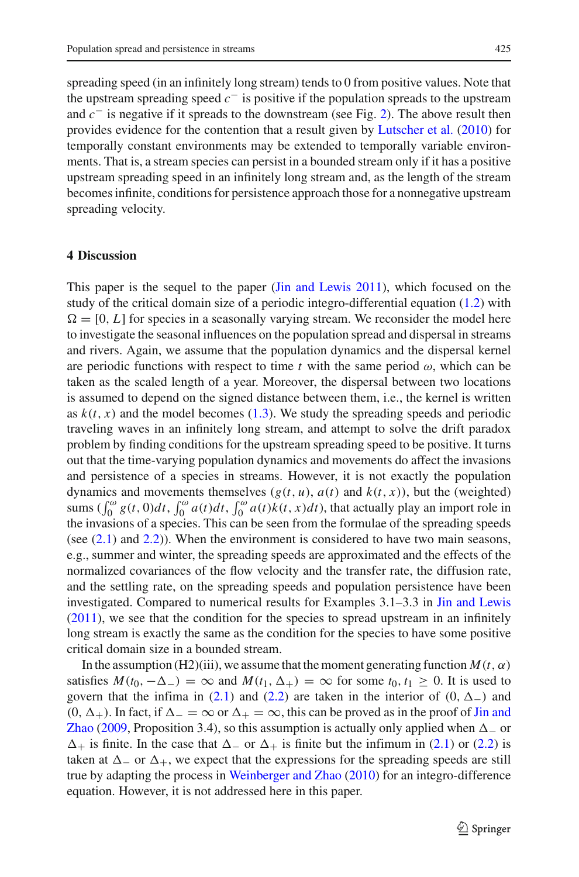spreading speed (in an infinitely long stream) tends to 0 from positive values. Note that the upstream spreading speed $c^-$ is positive if the population spreads to the upstream and $c^-$ is negative if it spreads to the downstream (see Fig. 2). The above result then provides evidence for the contention that a result given by Lutscher et al. (2010) for temporally constant environments may be extended to temporally variable environments. That is, a stream species can persist in a bounded stream only if it has a positive upstream spreading speed in an infinitely long stream and, as the length of the stream becomes infinite, conditions for persistence approach those for a nonnegative upstream spreading velocity.

## 4 Discussion

This paper is the sequel to the paper (Jin and Lewis 2011), which focused on the study of the critical domain size of a periodic integro-differential equation (1.2) with $\Omega = [0, L]$ for species in a seasonally varying stream. We reconsider the model here to investigate the seasonal influences on the population spread and dispersal in streams and rivers. Again, we assume that the population dynamics and the dispersal kernel are periodic functions with respect to time $t$ with the same period $\omega$, which can be taken as the scaled length of a year. Moreover, the dispersal between two locations is assumed to depend on the signed distance between them, i.e., the kernel is written as $k(t, x)$ and the model becomes (1.3). We study the spreading speeds and periodic traveling waves in an infinitely long stream, and attempt to solve the drift paradox problem by finding conditions for the upstream spreading speed to be positive. It turns out that the time-varying population dynamics and movements do affect the invasions and persistence of a species in streams. However, it is not exactly the population dynamics and movements themselves ($g(t, u)$, $a(t)$ and $k(t, x)$), but the (weighted) sums ($\int_0^\omega g(t, 0)dt$, $\int_0^\omega a(t)dt$, $\int_0^\omega a(t)k(t, x)dt$), that actually play an import role in the invasions of a species. This can be seen from the formulae of the spreading speeds (see (2.1) and 2.2)). When the environment is considered to have two main seasons, e.g., summer and winter, the spreading speeds are approximated and the effects of the normalized covariances of the flow velocity and the transfer rate, the diffusion rate, and the settling rate, on the spreading speeds and population persistence have been investigated. Compared to numerical results for Examples 3.1–3.3 in Jin and Lewis (2011), we see that the condition for the species to spread upstream in an infinitely long stream is exactly the same as the condition for the species to have some positive critical domain size in a bounded stream.

In the assumption (H2)(iii), we assume that the moment generating function $M(t, \alpha)$ satisfies $M(t_0, -\Delta_-) = \infty$ and $M(t_1, \Delta_+) = \infty$ for some $t_0, t_1 \geq 0$. It is used to govern that the infima in (2.1) and (2.2) are taken in the interior of $(0, \Delta_-)$ and $(0, \Delta_+)$. In fact, if $\Delta_- = \infty$ or $\Delta_+ = \infty$, this can be proved as in the proof of Jin and Zhao (2009, Proposition 3.4), so this assumption is actually only applied when $\Delta_-$ or $\Delta_+$ is finite. In the case that $\Delta_-$ or $\Delta_+$ is finite but the infimum in (2.1) or (2.2) is taken at $\Delta_-$ or $\Delta_+$, we expect that the expressions for the spreading speeds are still true by adapting the process in Weinberger and Zhao (2010) for an integro-difference equation. However, it is not addressed here in this paper.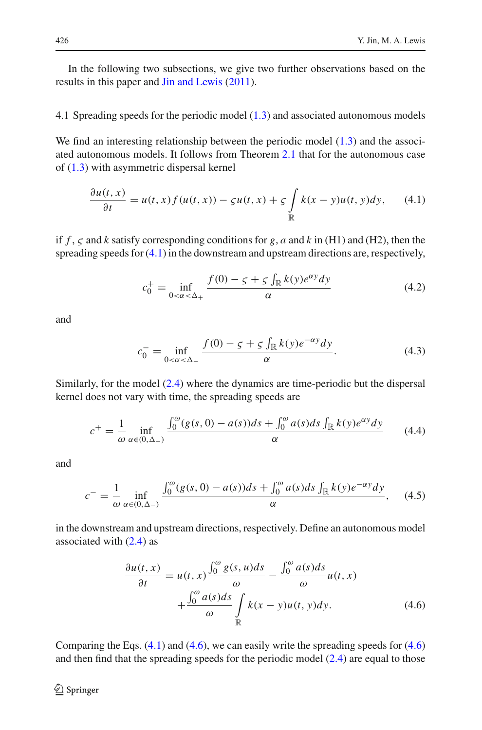In the following two subsections, we give two further observations based on the results in this paper and Jin and Lewis (2011).

### 4.1 Spreading speeds for the periodic model (1.3) and associated autonomous models

We find an interesting relationship between the periodic model (1.3) and the associated autonomous models. It follows from Theorem 2.1 that for the autonomous case of (1.3) with asymmetric dispersal kernel

$$\frac{\partial u(t,x)}{\partial t} = u(t,x)f(u(t,x)) - \varsigma u(t,x) + \varsigma \int_{\mathbb{R}} k(x-y)u(t,y)dy, \tag{4.1}$$

if $f$, $\varsigma$ and $k$ satisfy corresponding conditions for $g$, $a$ and $k$ in (H1) and (H2), then the spreading speeds for (4.1) in the downstream and upstream directions are, respectively,

$$c_0^+ = \inf_{0<\alpha<\Delta_+} \frac{f(0) - \varsigma + \varsigma \int_{\mathbb{R}} k(y)e^{\alpha y}dy}{\alpha} \tag{4.2}$$

and

$$c_0^- = \inf_{0<\alpha<\Delta_-} \frac{f(0) - \varsigma + \varsigma \int_{\mathbb{R}} k(y)e^{-\alpha y}dy}{\alpha}. \tag{4.3}$$

Similarly, for the model (2.4) where the dynamics are time-periodic but the dispersal kernel does not vary with time, the spreading speeds are

$$c^+ = \frac{1}{\omega} \inf_{\alpha \in (0,\Delta_+)} \frac{\int_0^\omega (g(s,0) - a(s))ds + \int_0^\omega a(s)ds \int_{\mathbb{R}} k(y)e^{\alpha y}dy}{\alpha} \tag{4.4}$$

and

$$c^- = \frac{1}{\omega} \inf_{\alpha \in (0,\Delta_-)} \frac{\int_0^\omega (g(s,0) - a(s))ds + \int_0^\omega a(s)ds \int_{\mathbb{R}} k(y)e^{-\alpha y}dy}{\alpha}, \tag{4.5}$$

in the downstream and upstream directions, respectively. Define an autonomous model associated with (2.4) as

$$\frac{\partial u(t,x)}{\partial t} = u(t,x)\frac{\int_0^\omega g(s,u)ds}{\omega} - \frac{\int_0^\omega a(s)ds}{\omega}u(t,x) + \frac{\int_0^\omega a(s)ds}{\omega} \int_{\mathbb{R}} k(x-y)u(t,y)dy. \tag{4.6}$$

Comparing the Eqs. (4.1) and (4.6), we can easily write the spreading speeds for (4.6) and then find that the spreading speeds for the periodic model (2.4) are equal to those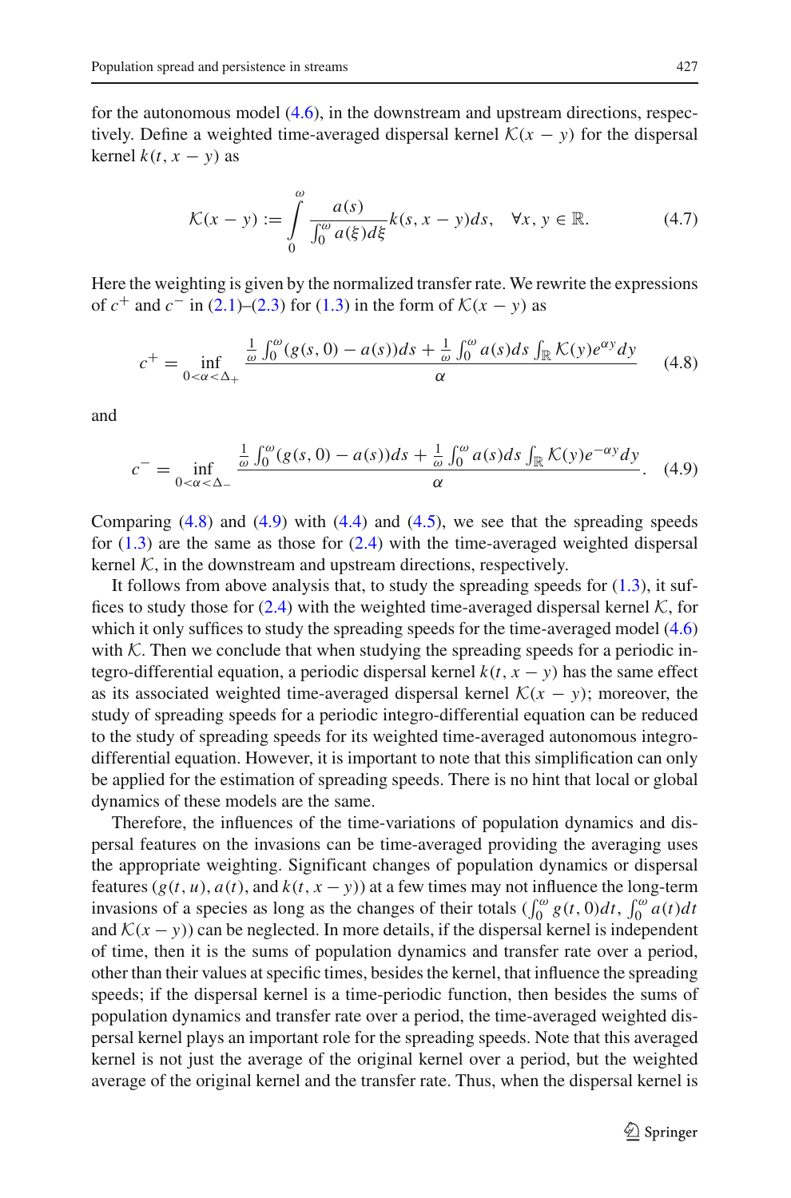for the autonomous model (4.6), in the downstream and upstream directions, respectively. Define a weighted time-averaged dispersal kernel $\mathcal{K}(x-y)$ for the dispersal kernel $k(t, x-y)$ as

$$
\mathcal{K}(x-y) := \int_0^\omega \frac{a(s)}{\int_0^\omega a(\xi)d\xi} k(s, x-y)ds, \quad \forall x, y \in \mathbb{R}. \tag{4.7}
$$

Here the weighting is given by the normalized transfer rate. We rewrite the expressions of $c^+$ and $c^-$ in (2.1)–(2.3) for (1.3) in the form of $\mathcal{K}(x-y)$ as

$$
c^+ = \inf_{0<\alpha<\Delta_+} \frac{\frac{1}{\omega}\int_0^\omega (g(s,0)-a(s))ds + \frac{1}{\omega}\int_0^\omega a(s)ds \int_{\mathbb{R}} \mathcal{K}(y)e^{\alpha y}dy}{\alpha} \tag{4.8}
$$

and

$$
c^- = \inf_{0<\alpha<\Delta_-} \frac{\frac{1}{\omega}\int_0^\omega (g(s,0)-a(s))ds + \frac{1}{\omega}\int_0^\omega a(s)ds \int_{\mathbb{R}} \mathcal{K}(y)e^{-\alpha y}dy}{\alpha}. \tag{4.9}
$$

Comparing (4.8) and (4.9) with (4.4) and (4.5), we see that the spreading speeds for (1.3) are the same as those for (2.4) with the time-averaged weighted dispersal kernel $\mathcal{K}$, in the downstream and upstream directions, respectively.

It follows from above analysis that, to study the spreading speeds for (1.3), it suffices to study those for (2.4) with the weighted time-averaged dispersal kernel $\mathcal{K}$, for which it only suffices to study the spreading speeds for the time-averaged model (4.6) with $\mathcal{K}$. Then we conclude that when studying the spreading speeds for a periodic integro-differential equation, a periodic dispersal kernel $k(t, x-y)$ has the same effect as its associated weighted time-averaged dispersal kernel $\mathcal{K}(x-y)$; moreover, the study of spreading speeds for a periodic integro-differential equation can be reduced to the study of spreading speeds for its weighted time-averaged autonomous integro-differential equation. However, it is important to note that this simplification can only be applied for the estimation of spreading speeds. There is no hint that local or global dynamics of these models are the same.

Therefore, the influences of the time-variations of population dynamics and dispersal features on the invasions can be time-averaged providing the averaging uses the appropriate weighting. Significant changes of population dynamics or dispersal features ($g(t,u)$, $a(t)$, and $k(t, x-y)$) at a few times may not influence the long-term invasions of a species as long as the changes of their totals ($\int_0^\omega g(t,0)dt$, $\int_0^\omega a(t)dt$ and $\mathcal{K}(x-y)$) can be neglected. In more details, if the dispersal kernel is independent of time, then it is the sums of population dynamics and transfer rate over a period, other than their values at specific times, besides the kernel, that influence the spreading speeds; if the dispersal kernel is a time-periodic function, then besides the sums of population dynamics and transfer rate over a period, the time-averaged weighted dispersal kernel plays an important role for the spreading speeds. Note that this averaged kernel is not just the average of the original kernel over a period, but the weighted average of the original kernel and the transfer rate. Thus, when the dispersal kernel is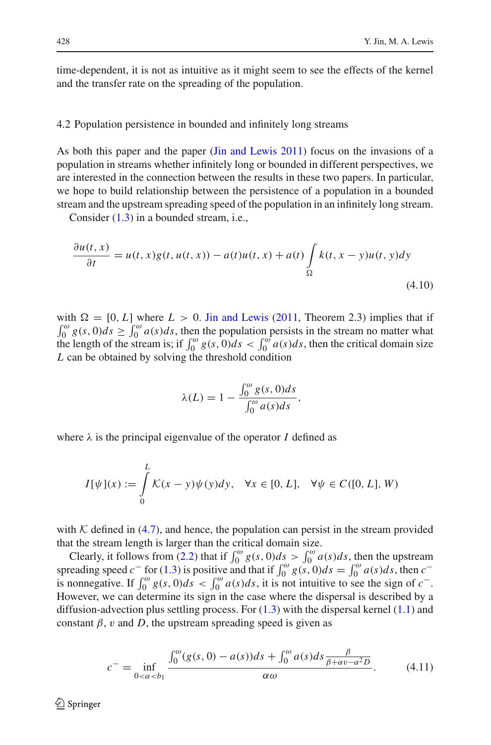time-dependent, it is not as intuitive as it might seem to see the effects of the kernel and the transfer rate on the spreading of the population.

### 4.2 Population persistence in bounded and infinitely long streams

As both this paper and the paper (Jin and Lewis 2011) focus on the invasions of a population in streams whether infinitely long or bounded in different perspectives, we are interested in the connection between the results in these two papers. In particular, we hope to build relationship between the persistence of a population in a bounded stream and the upstream spreading speed of the population in an infinitely long stream.

Consider (1.3) in a bounded stream, i.e.,

$$\frac{\partial u(t,x)}{\partial t} = u(t,x)g(t,u(t,x)) - a(t)u(t,x) + a(t)\int_{\Omega} k(t,x-y)u(t,y)dy \tag{4.10}$$

with $\Omega = [0, L]$ where $L > 0$. Jin and Lewis (2011, Theorem 2.3) implies that if $\int_0^{\omega} g(s,0)ds \geq \int_0^{\omega} a(s)ds$, then the population persists in the stream no matter what the length of the stream is; if $\int_0^{\omega} g(s,0)ds < \int_0^{\omega} a(s)ds$, then the critical domain size $L$ can be obtained by solving the threshold condition

$$\lambda(L) = 1 - \frac{\int_0^{\omega} g(s,0)ds}{\int_0^{\omega} a(s)ds},$$

where $\lambda$ is the principal eigenvalue of the operator $I$ defined as

$$I[\psi](x) := \int_0^L \mathcal{K}(x-y)\psi(y)dy, \quad \forall x \in [0, L], \quad \forall \psi \in C([0, L], W)$$

with $\mathcal{K}$ defined in (4.7), and hence, the population can persist in the stream provided that the stream length is larger than the critical domain size.

Clearly, it follows from (2.2) that if $\int_0^{\omega} g(s,0)ds > \int_0^{\omega} a(s)ds$, then the upstream spreading speed $c^-$ for (1.3) is positive and that if $\int_0^{\omega} g(s,0)ds = \int_0^{\omega} a(s)ds$, then $c^-$ is nonnegative. If $\int_0^{\omega} g(s,0)ds < \int_0^{\omega} a(s)ds$, it is not intuitive to see the sign of $c^-$. However, we can determine its sign in the case where the dispersal is described by a diffusion-advection plus settling process. For (1.3) with the dispersal kernel (1.1) and constant $\beta$, $v$ and $D$, the upstream spreading speed is given as

$$c^- = \inf_{0<\alpha<b_1} \frac{\int_0^{\omega}(g(s,0) - a(s))ds + \int_0^{\omega} a(s)ds \frac{\beta}{\beta + \alpha v - \alpha^2 D}}{\alpha\omega}. \tag{4.11}$$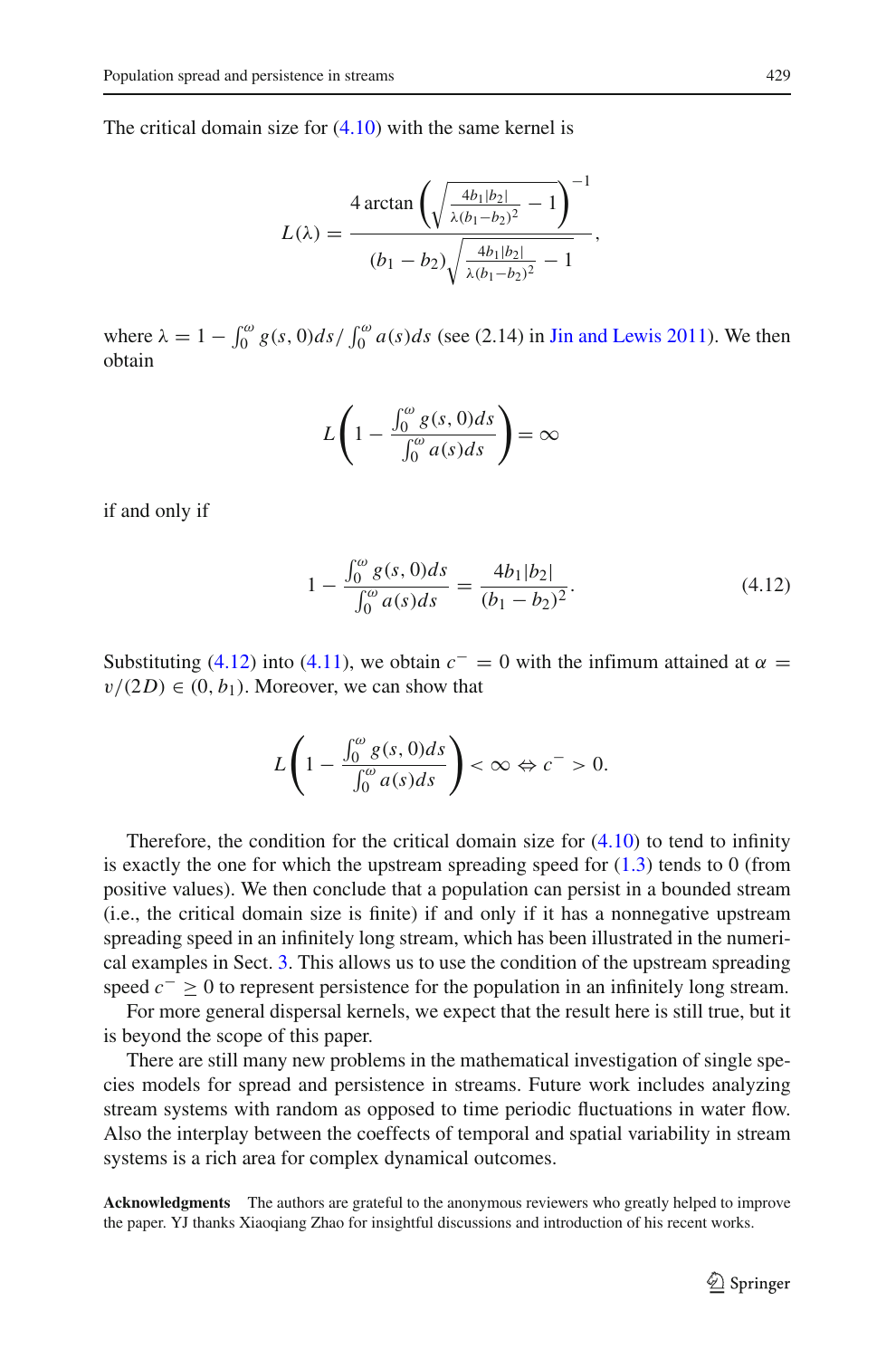The critical domain size for (4.10) with the same kernel is

$$L(\lambda) = \frac{4\arctan\left(\sqrt{\frac{4b_1|b_2|}{\lambda(b_1-b_2)^2}-1}\right)^{-1}}{(b_1-b_2)\sqrt{\frac{4b_1|b_2|}{\lambda(b_1-b_2)^2}-1}},$$

where $\lambda = 1 - \int_0^\omega g(s,0)ds / \int_0^\omega a(s)ds$ (see (2.14) in Jin and Lewis 2011). We then obtain

$$L\left(1 - \frac{\int_0^\omega g(s,0)ds}{\int_0^\omega a(s)ds}\right) = \infty$$

if and only if

$$1 - \frac{\int_0^\omega g(s,0)ds}{\int_0^\omega a(s)ds} = \frac{4b_1|b_2|}{(b_1-b_2)^2}. \tag{4.12}$$

Substituting (4.12) into (4.11), we obtain $c^- = 0$ with the infimum attained at $\alpha = v/(2D) \in (0, b_1)$. Moreover, we can show that

$$L\left(1 - \frac{\int_0^\omega g(s,0)ds}{\int_0^\omega a(s)ds}\right) < \infty \Leftrightarrow c^- > 0.$$

Therefore, the condition for the critical domain size for (4.10) to tend to infinity is exactly the one for which the upstream spreading speed for (1.3) tends to 0 (from positive values). We then conclude that a population can persist in a bounded stream (i.e., the critical domain size is finite) if and only if it has a nonnegative upstream spreading speed in an infinitely long stream, which has been illustrated in the numerical examples in Sect. 3. This allows us to use the condition of the upstream spreading speed $c^- \geq 0$ to represent persistence for the population in an infinitely long stream.

For more general dispersal kernels, we expect that the result here is still true, but it is beyond the scope of this paper.

There are still many new problems in the mathematical investigation of single species models for spread and persistence in streams. Future work includes analyzing stream systems with random as opposed to time periodic fluctuations in water flow. Also the interplay between the coeffects of temporal and spatial variability in stream systems is a rich area for complex dynamical outcomes.

**Acknowledgments** The authors are grateful to the anonymous reviewers who greatly helped to improve the paper. YJ thanks Xiaoqiang Zhao for insightful discussions and introduction of his recent works.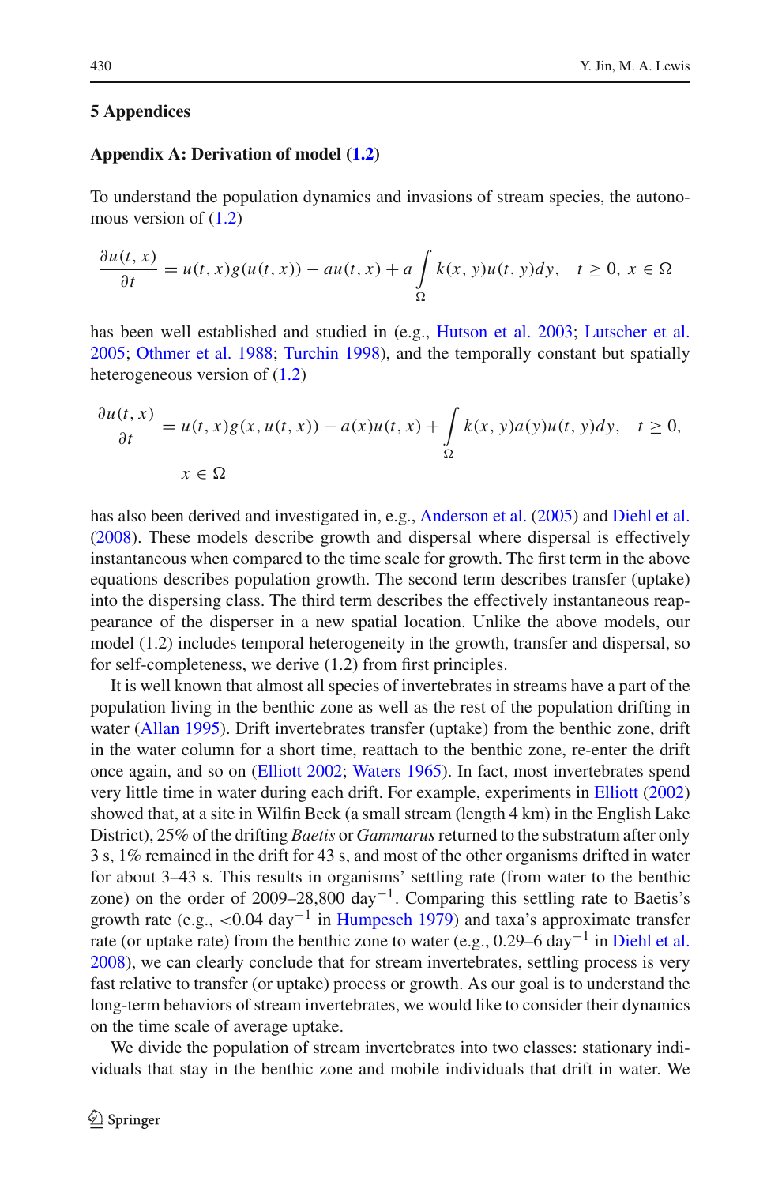## 5 Appendices

### Appendix A: Derivation of model (1.2)

To understand the population dynamics and invasions of stream species, the autonomous version of (1.2)

$$\frac{\partial u(t,x)}{\partial t} = u(t,x)g(u(t,x)) - au(t,x) + a\int_{\Omega} k(x,y)u(t,y)dy, \quad t \geq 0,\ x \in \Omega$$

has been well established and studied in (e.g., Hutson et al. 2003; Lutscher et al. 2005; Othmer et al. 1988; Turchin 1998), and the temporally constant but spatially heterogeneous version of (1.2)

$$\frac{\partial u(t,x)}{\partial t} = u(t,x)g(x,u(t,x)) - a(x)u(t,x) + \int_{\Omega} k(x,y)a(y)u(t,y)dy, \quad t \geq 0,$$
$$x \in \Omega$$

has also been derived and investigated in, e.g., Anderson et al. (2005) and Diehl et al. (2008). These models describe growth and dispersal where dispersal is effectively instantaneous when compared to the time scale for growth. The first term in the above equations describes population growth. The second term describes transfer (uptake) into the dispersing class. The third term describes the effectively instantaneous reappearance of the disperser in a new spatial location. Unlike the above models, our model (1.2) includes temporal heterogeneity in the growth, transfer and dispersal, so for self-completeness, we derive (1.2) from first principles.

It is well known that almost all species of invertebrates in streams have a part of the population living in the benthic zone as well as the rest of the population drifting in water (Allan 1995). Drift invertebrates transfer (uptake) from the benthic zone, drift in the water column for a short time, reattach to the benthic zone, re-enter the drift once again, and so on (Elliott 2002; Waters 1965). In fact, most invertebrates spend very little time in water during each drift. For example, experiments in Elliott (2002) showed that, at a site in Wilfin Beck (a small stream (length 4 km) in the English Lake District), 25% of the drifting *Baetis* or *Gammarus* returned to the substratum after only 3 s, 1% remained in the drift for 43 s, and most of the other organisms drifted in water for about 3–43 s. This results in organisms' settling rate (from water to the benthic zone) on the order of 2009–28,800 day$^{-1}$. Comparing this settling rate to Baetis's growth rate (e.g., $<0.04$ day$^{-1}$ in Humpesch 1979) and taxa's approximate transfer rate (or uptake rate) from the benthic zone to water (e.g., 0.29–6 day$^{-1}$ in Diehl et al. 2008), we can clearly conclude that for stream invertebrates, settling process is very fast relative to transfer (or uptake) process or growth. As our goal is to understand the long-term behaviors of stream invertebrates, we would like to consider their dynamics on the time scale of average uptake.

We divide the population of stream invertebrates into two classes: stationary individuals that stay in the benthic zone and mobile individuals that drift in water. We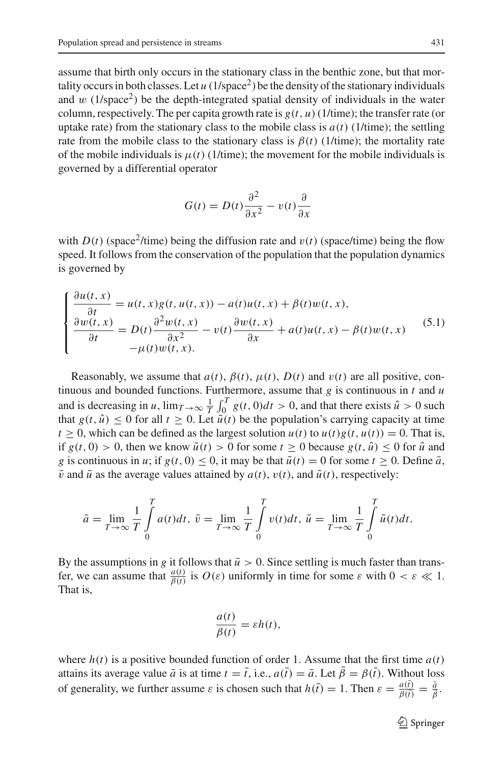assume that birth only occurs in the stationary class in the benthic zone, but that mortality occurs in both classes. Let $u$ (1/space$^2$) be the density of the stationary individuals and $w$ (1/space$^2$) be the depth-integrated spatial density of individuals in the water column, respectively. The per capita growth rate is $g(t, u)$ (1/time); the transfer rate (or uptake rate) from the stationary class to the mobile class is $a(t)$ (1/time); the settling rate from the mobile class to the stationary class is $\beta(t)$ (1/time); the mortality rate of the mobile individuals is $\mu(t)$ (1/time); the movement for the mobile individuals is governed by a differential operator

$$G(t) = D(t)\frac{\partial^2}{\partial x^2} - v(t)\frac{\partial}{\partial x}$$

with $D(t)$ (space$^2$/time) being the diffusion rate and $v(t)$ (space/time) being the flow speed. It follows from the conservation of the population that the population dynamics is governed by

$$\begin{cases} \dfrac{\partial u(t,x)}{\partial t} = u(t,x)g(t,u(t,x)) - a(t)u(t,x) + \beta(t)w(t,x), \\ \dfrac{\partial w(t,x)}{\partial t} = D(t)\dfrac{\partial^2 w(t,x)}{\partial x^2} - v(t)\dfrac{\partial w(t,x)}{\partial x} + a(t)u(t,x) - \beta(t)w(t,x) \\ \qquad -\mu(t)w(t,x). \end{cases} \tag{5.1}$$

Reasonably, we assume that $a(t)$, $\beta(t)$, $\mu(t)$, $D(t)$ and $v(t)$ are all positive, continuous and bounded functions. Furthermore, assume that $g$ is continuous in $t$ and $u$ and is decreasing in $u$, $\lim_{T\to\infty}\frac{1}{T}\int_0^T g(t,0)dt > 0$, and that there exists $\hat{u} > 0$ such that $g(t,\hat{u}) \leq 0$ for all $t \geq 0$. Let $\tilde{u}(t)$ be the population's carrying capacity at time $t \geq 0$, which can be defined as the largest solution $u(t)$ to $u(t)g(t,u(t)) = 0$. That is, if $g(t,0) > 0$, then we know $\tilde{u}(t) > 0$ for some $t \geq 0$ because $g(t,\hat{u}) \leq 0$ for $\hat{u}$ and $g$ is continuous in $u$; if $g(t,0) \leq 0$, it may be that $\tilde{u}(t) = 0$ for some $t \geq 0$. Define $\bar{a}$, $\bar{v}$ and $\bar{u}$ as the average values attained by $a(t)$, $v(t)$, and $\tilde{u}(t)$, respectively:

$$\bar{a} = \lim_{T\to\infty}\frac{1}{T}\int_0^T a(t)dt,\ \bar{v} = \lim_{T\to\infty}\frac{1}{T}\int_0^T v(t)dt,\ \bar{u} = \lim_{T\to\infty}\frac{1}{T}\int_0^T \tilde{u}(t)dt.$$

By the assumptions in $g$ it follows that $\bar{u} > 0$. Since settling is much faster than transfer, we can assume that $\frac{a(t)}{\beta(t)}$ is $O(\varepsilon)$ uniformly in time for some $\varepsilon$ with $0 < \varepsilon \ll 1$. That is,

$$\frac{a(t)}{\beta(t)} = \varepsilon h(t),$$

where $h(t)$ is a positive bounded function of order 1. Assume that the first time $a(t)$ attains its average value $\bar{a}$ is at time $t = \bar{t}$, i.e., $a(\bar{t}) = \bar{a}$. Let $\bar{\beta} = \beta(\bar{t})$. Without loss of generality, we further assume $\varepsilon$ is chosen such that $h(\bar{t}) = 1$. Then $\varepsilon = \frac{a(\bar{t})}{\beta(\bar{t})} = \frac{\bar{a}}{\bar{\beta}}$.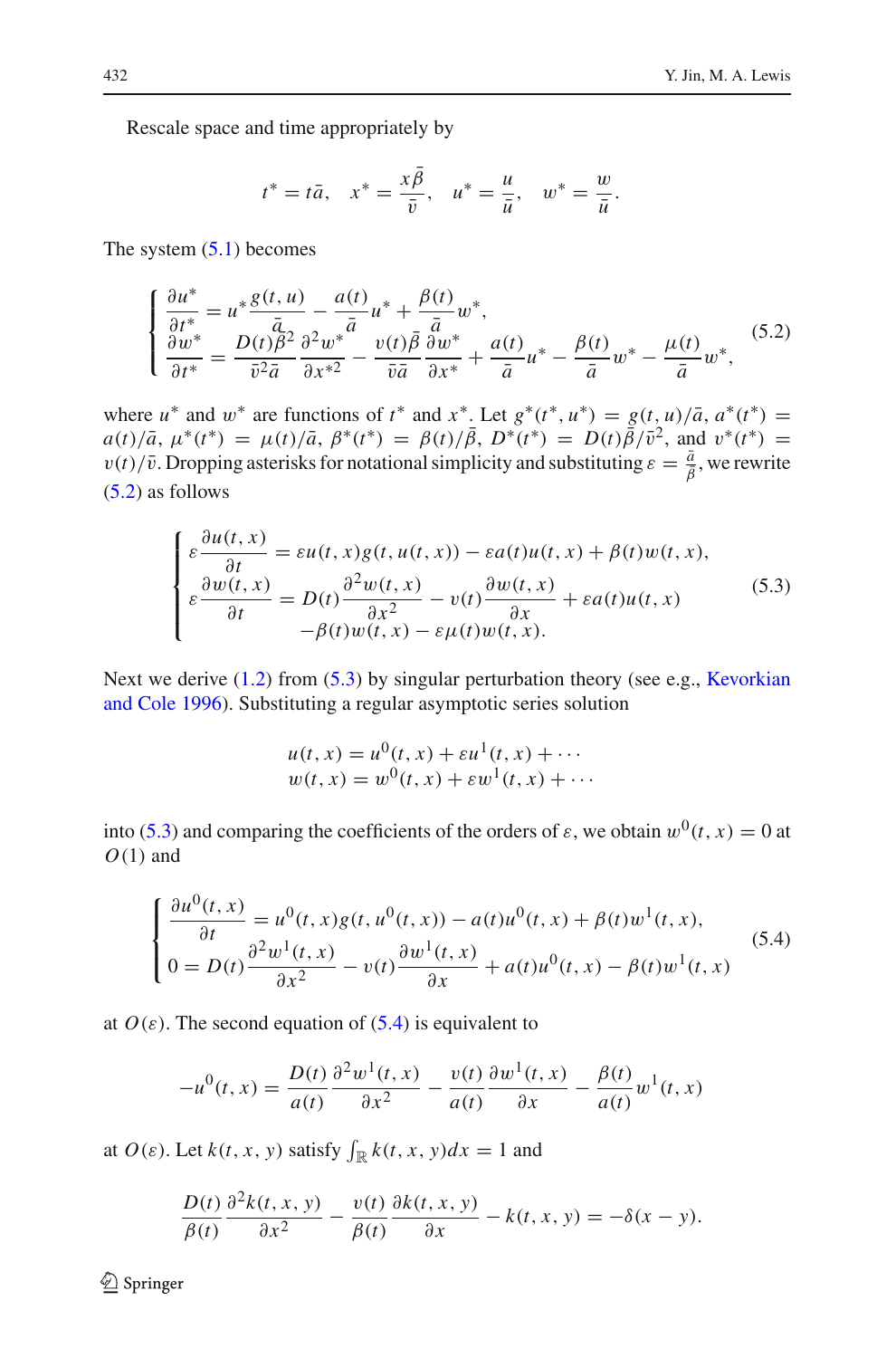Rescale space and time appropriately by

$$t^* = t\bar{a}, \quad x^* = \frac{x\bar{\beta}}{\bar{v}}, \quad u^* = \frac{u}{\bar{u}}, \quad w^* = \frac{w}{\bar{u}}.$$

The system (5.1) becomes

$$\begin{cases} \dfrac{\partial u^*}{\partial t^*} = u^* \dfrac{g(t,u)}{\bar{a}} - \dfrac{a(t)}{\bar{a}} u^* + \dfrac{\beta(t)}{\bar{a}} w^*, \\ \dfrac{\partial w^*}{\partial t^*} = \dfrac{D(t)\bar{\beta}^2}{\bar{v}^2 \bar{a}} \dfrac{\partial^2 w^*}{\partial x^{*2}} - \dfrac{v(t)\bar{\beta}}{\bar{v}\bar{a}} \dfrac{\partial w^*}{\partial x^*} + \dfrac{a(t)}{\bar{a}} u^* - \dfrac{\beta(t)}{\bar{a}} w^* - \dfrac{\mu(t)}{\bar{a}} w^*, \end{cases} \tag{5.2}$$

where $u^*$ and $w^*$ are functions of $t^*$ and $x^*$. Let $g^*(t^*, u^*) = g(t, u)/\bar{a}$, $a^*(t^*) = a(t)/\bar{a}$, $\mu^*(t^*) = \mu(t)/\bar{a}$, $\beta^*(t^*) = \beta(t)/\bar{\beta}$, $D^*(t^*) = D(t)\bar{\beta}/\bar{v}^2$, and $v^*(t^*) = v(t)/\bar{v}$. Dropping asterisks for notational simplicity and substituting $\varepsilon = \frac{\bar{a}}{\bar{\beta}}$, we rewrite (5.2) as follows

$$\begin{cases} \varepsilon \dfrac{\partial u(t,x)}{\partial t} = \varepsilon u(t,x) g(t, u(t,x)) - \varepsilon a(t) u(t,x) + \beta(t) w(t,x), \\ \varepsilon \dfrac{\partial w(t,x)}{\partial t} = D(t) \dfrac{\partial^2 w(t,x)}{\partial x^2} - v(t) \dfrac{\partial w(t,x)}{\partial x} + \varepsilon a(t) u(t,x) \\ \qquad -\beta(t) w(t,x) - \varepsilon \mu(t) w(t,x). \end{cases} \tag{5.3}$$

Next we derive (1.2) from (5.3) by singular perturbation theory (see e.g., Kevorkian and Cole 1996). Substituting a regular asymptotic series solution

$$\begin{aligned} u(t,x) &= u^0(t,x) + \varepsilon u^1(t,x) + \cdots \\ w(t,x) &= w^0(t,x) + \varepsilon w^1(t,x) + \cdots \end{aligned}$$

into (5.3) and comparing the coefficients of the orders of $\varepsilon$, we obtain $w^0(t,x) = 0$ at $O(1)$ and

$$\begin{cases} \dfrac{\partial u^0(t,x)}{\partial t} = u^0(t,x) g(t, u^0(t,x)) - a(t) u^0(t,x) + \beta(t) w^1(t,x), \\ 0 = D(t) \dfrac{\partial^2 w^1(t,x)}{\partial x^2} - v(t) \dfrac{\partial w^1(t,x)}{\partial x} + a(t) u^0(t,x) - \beta(t) w^1(t,x) \end{cases} \tag{5.4}$$

at $O(\varepsilon)$. The second equation of (5.4) is equivalent to

$$-u^0(t,x) = \frac{D(t)}{a(t)} \frac{\partial^2 w^1(t,x)}{\partial x^2} - \frac{v(t)}{a(t)} \frac{\partial w^1(t,x)}{\partial x} - \frac{\beta(t)}{a(t)} w^1(t,x)$$

at $O(\varepsilon)$. Let $k(t,x,y)$ satisfy $\int_{\mathbb{R}} k(t,x,y) dx = 1$ and

$$\frac{D(t)}{\beta(t)} \frac{\partial^2 k(t,x,y)}{\partial x^2} - \frac{v(t)}{\beta(t)} \frac{\partial k(t,x,y)}{\partial x} - k(t,x,y) = -\delta(x-y).$$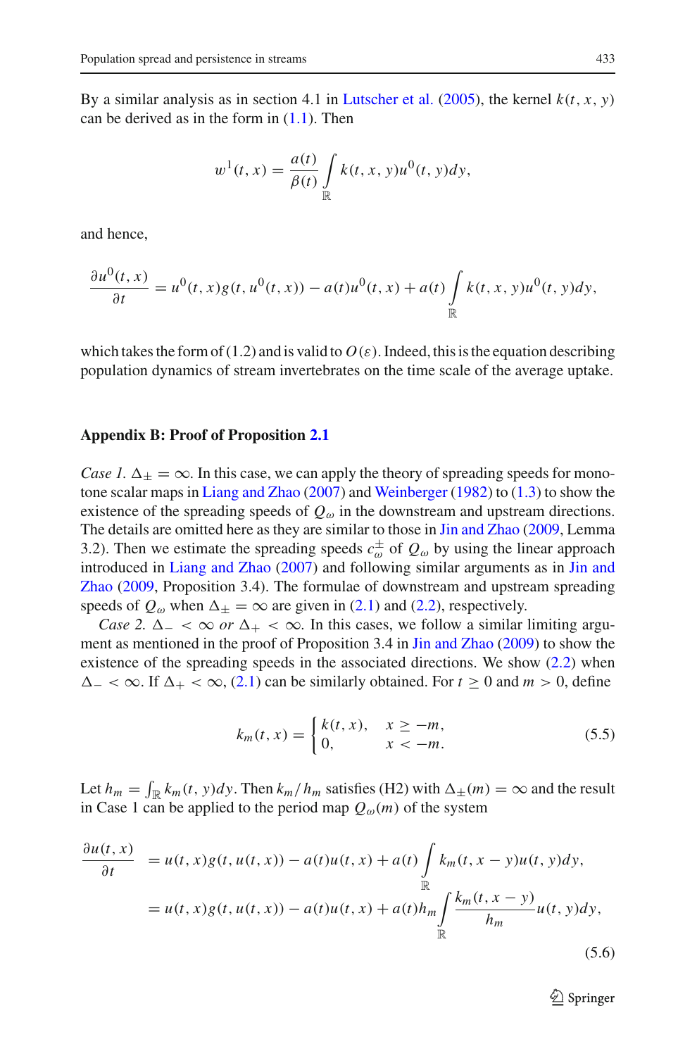By a similar analysis as in section 4.1 in Lutscher et al. (2005), the kernel $k(t, x, y)$ can be derived as in the form in (1.1). Then

$$w^1(t, x) = \frac{a(t)}{\beta(t)} \int_{\mathbb{R}} k(t, x, y) u^0(t, y) dy,$$

and hence,

$$\frac{\partial u^0(t, x)}{\partial t} = u^0(t, x) g(t, u^0(t, x)) - a(t) u^0(t, x) + a(t) \int_{\mathbb{R}} k(t, x, y) u^0(t, y) dy,$$

which takes the form of (1.2) and is valid to $O(\varepsilon)$. Indeed, this is the equation describing population dynamics of stream invertebrates on the time scale of the average uptake.

## Appendix B: Proof of Proposition 2.1

*Case 1.* $\Delta_{\pm} = \infty$. In this case, we can apply the theory of spreading speeds for monotone scalar maps in Liang and Zhao (2007) and Weinberger (1982) to (1.3) to show the existence of the spreading speeds of $Q_\omega$ in the downstream and upstream directions. The details are omitted here as they are similar to those in Jin and Zhao (2009, Lemma 3.2). Then we estimate the spreading speeds $c_\omega^{\pm}$ of $Q_\omega$ by using the linear approach introduced in Liang and Zhao (2007) and following similar arguments as in Jin and Zhao (2009, Proposition 3.4). The formulae of downstream and upstream spreading speeds of $Q_\omega$ when $\Delta_{\pm} = \infty$ are given in (2.1) and (2.2), respectively.

*Case 2.* $\Delta_- < \infty$ *or* $\Delta_+ < \infty$. In this cases, we follow a similar limiting argument as mentioned in the proof of Proposition 3.4 in Jin and Zhao (2009) to show the existence of the spreading speeds in the associated directions. We show (2.2) when $\Delta_- < \infty$. If $\Delta_+ < \infty$, (2.1) can be similarly obtained. For $t \geq 0$ and $m > 0$, define

$$k_m(t, x) = \begin{cases} k(t, x), & x \geq -m, \\ 0, & x < -m. \end{cases} \tag{5.5}$$

Let $h_m = \int_{\mathbb{R}} k_m(t, y) dy$. Then $k_m/h_m$ satisfies (H2) with $\Delta_{\pm}(m) = \infty$ and the result in Case 1 can be applied to the period map $Q_\omega(m)$ of the system

$$\begin{aligned} \frac{\partial u(t, x)}{\partial t} &= u(t, x) g(t, u(t, x)) - a(t) u(t, x) + a(t) \int_{\mathbb{R}} k_m(t, x - y) u(t, y) dy, \\ &= u(t, x) g(t, u(t, x)) - a(t) u(t, x) + a(t) h_m \int_{\mathbb{R}} \frac{k_m(t, x - y)}{h_m} u(t, y) dy, \end{aligned} \tag{5.6}$$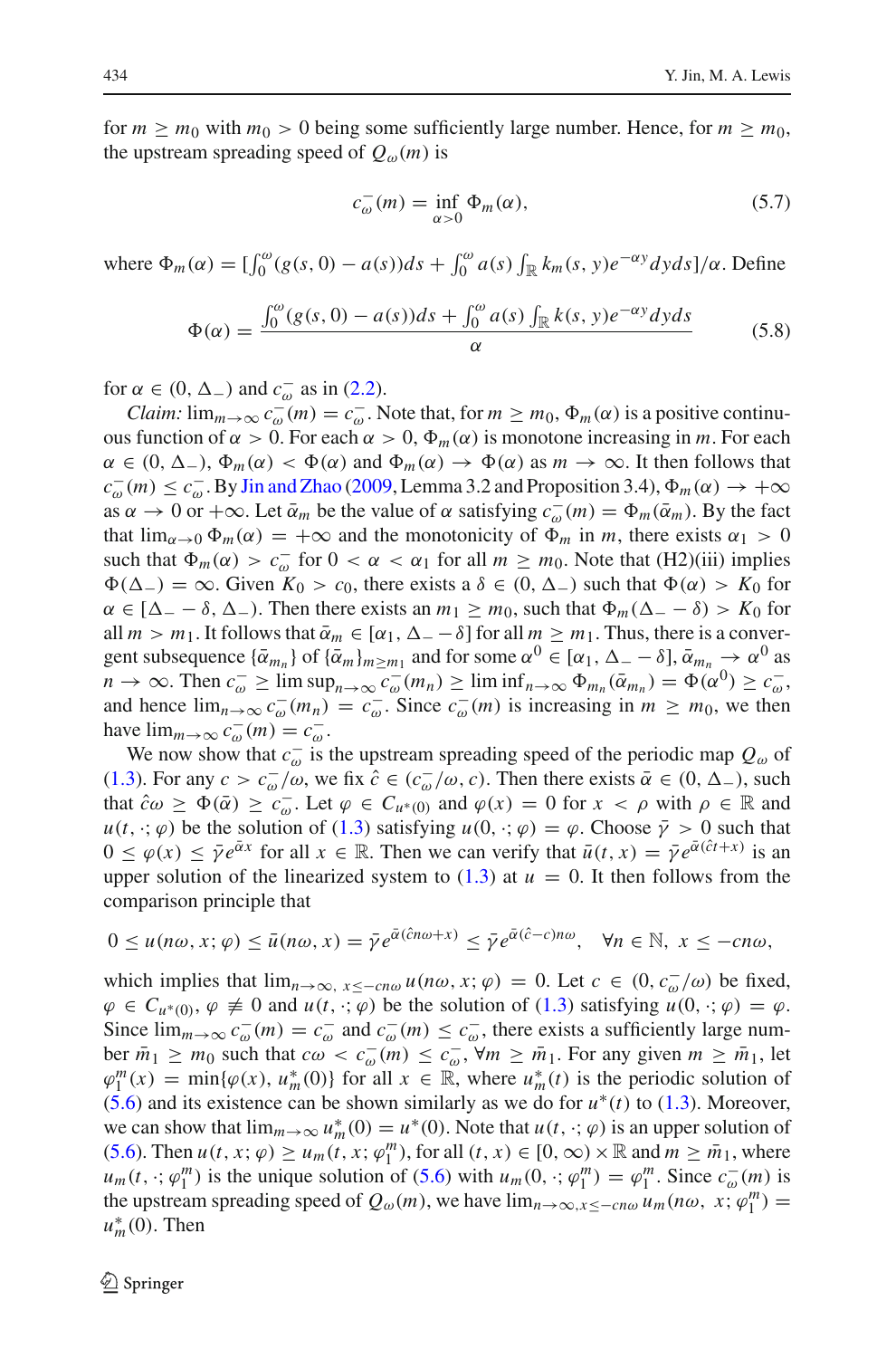for $m \geq m_0$ with $m_0 > 0$ being some sufficiently large number. Hence, for $m \geq m_0$, the upstream spreading speed of $Q_\omega(m)$ is

$$c_\omega^-(m) = \inf_{\alpha > 0} \Phi_m(\alpha), \tag{5.7}$$

where $\Phi_m(\alpha) = [\int_0^\omega (g(s,0) - a(s))ds + \int_0^\omega a(s) \int_{\mathbb{R}} k_m(s,y) e^{-\alpha y} dy ds]/\alpha$. Define

$$\Phi(\alpha) = \frac{\int_0^\omega (g(s,0) - a(s))ds + \int_0^\omega a(s) \int_{\mathbb{R}} k(s,y) e^{-\alpha y} dy ds}{\alpha} \tag{5.8}$$

for $\alpha \in (0, \Delta_-)$ and $c_\omega^-$ as in (2.2).

*Claim:* $\lim_{m \to \infty} c_\omega^-(m) = c_\omega^-$. Note that, for $m \geq m_0$, $\Phi_m(\alpha)$ is a positive continuous function of $\alpha > 0$. For each $\alpha > 0$, $\Phi_m(\alpha)$ is monotone increasing in $m$. For each $\alpha \in (0, \Delta_-)$, $\Phi_m(\alpha) < \Phi(\alpha)$ and $\Phi_m(\alpha) \to \Phi(\alpha)$ as $m \to \infty$. It then follows that $c_\omega^-(m) \leq c_\omega^-$. By Jin and Zhao (2009, Lemma 3.2 and Proposition 3.4), $\Phi_m(\alpha) \to +\infty$ as $\alpha \to 0$ or $+\infty$. Let $\bar{\alpha}_m$ be the value of $\alpha$ satisfying $c_\omega^-(m) = \Phi_m(\bar{\alpha}_m)$. By the fact that $\lim_{\alpha \to 0} \Phi_m(\alpha) = +\infty$ and the monotonicity of $\Phi_m$ in $m$, there exists $\alpha_1 > 0$ such that $\Phi_m(\alpha) > c_\omega^-$ for $0 < \alpha < \alpha_1$ for all $m \geq m_0$. Note that (H2)(iii) implies $\Phi(\Delta_-) = \infty$. Given $K_0 > c_0$, there exists a $\delta \in (0, \Delta_-)$ such that $\Phi(\alpha) > K_0$ for $\alpha \in [\Delta_- - \delta, \Delta_-)$. Then there exists an $m_1 \geq m_0$, such that $\Phi_m(\Delta_- - \delta) > K_0$ for all $m > m_1$. It follows that $\bar{\alpha}_m \in [\alpha_1, \Delta_- - \delta]$ for all $m \geq m_1$. Thus, there is a convergent subsequence $\{\bar{\alpha}_{m_n}\}$ of $\{\bar{\alpha}_m\}_{m \geq m_1}$ and for some $\alpha^0 \in [\alpha_1, \Delta_- - \delta]$, $\bar{\alpha}_{m_n} \to \alpha^0$ as $n \to \infty$. Then $c_\omega^- \geq \limsup_{n \to \infty} c_\omega^-(m_n) \geq \liminf_{n \to \infty} \Phi_{m_n}(\bar{\alpha}_{m_n}) = \Phi(\alpha^0) \geq c_\omega^-$, and hence $\lim_{n \to \infty} c_\omega^-(m_n) = c_\omega^-$. Since $c_\omega^-(m)$ is increasing in $m \geq m_0$, we then have $\lim_{m \to \infty} c_\omega^-(m) = c_\omega^-$.

We now show that $c_\omega^-$ is the upstream spreading speed of the periodic map $Q_\omega$ of (1.3). For any $c > c_\omega^-/\omega$, we fix $\hat{c} \in (c_\omega^-/\omega, c)$. Then there exists $\bar{\alpha} \in (0, \Delta_-)$, such that $\hat{c}\omega \geq \Phi(\bar{\alpha}) \geq c_\omega^-$. Let $\varphi \in C_{u^*(0)}$ and $\varphi(x) = 0$ for $x < \rho$ with $\rho \in \mathbb{R}$ and $u(t, \cdot; \varphi)$ be the solution of (1.3) satisfying $u(0, \cdot; \varphi) = \varphi$. Choose $\bar{\gamma} > 0$ such that $0 \leq \varphi(x) \leq \bar{\gamma} e^{\bar{\alpha} x}$ for all $x \in \mathbb{R}$. Then we can verify that $\bar{u}(t, x) = \bar{\gamma} e^{\bar{\alpha}(\hat{c}t + x)}$ is an upper solution of the linearized system to (1.3) at $u = 0$. It then follows from the comparison principle that

$$0 \leq u(n\omega, x; \varphi) \leq \bar{u}(n\omega, x) = \bar{\gamma} e^{\bar{\alpha}(\hat{c} n\omega + x)} \leq \bar{\gamma} e^{\bar{\alpha}(\hat{c} - c)n\omega}, \quad \forall n \in \mathbb{N},\ x \leq -cn\omega,$$

which implies that $\lim_{n \to \infty,\ x \leq -cn\omega} u(n\omega, x; \varphi) = 0$. Let $c \in (0, c_\omega^-/\omega)$ be fixed, $\varphi \in C_{u^*(0)}$, $\varphi \not\equiv 0$ and $u(t, \cdot; \varphi)$ be the solution of (1.3) satisfying $u(0, \cdot; \varphi) = \varphi$. Since $\lim_{m \to \infty} c_\omega^-(m) = c_\omega^-$ and $c_\omega^-(m) \leq c_\omega^-$, there exists a sufficiently large number $\bar{m}_1 \geq m_0$ such that $c\omega < c_\omega^-(m) \leq c_\omega^-$, $\forall m \geq \bar{m}_1$. For any given $m \geq \bar{m}_1$, let $\varphi_1^m(x) = \min\{\varphi(x), u_m^*(0)\}$ for all $x \in \mathbb{R}$, where $u_m^*(t)$ is the periodic solution of (5.6) and its existence can be shown similarly as we do for $u^*(t)$ to (1.3). Moreover, we can show that $\lim_{m \to \infty} u_m^*(0) = u^*(0)$. Note that $u(t, \cdot; \varphi)$ is an upper solution of (5.6). Then $u(t, x; \varphi) \geq u_m(t, x; \varphi_1^m)$, for all $(t, x) \in [0, \infty) \times \mathbb{R}$ and $m \geq \bar{m}_1$, where $u_m(t, \cdot; \varphi_1^m)$ is the unique solution of (5.6) with $u_m(0, \cdot; \varphi_1^m) = \varphi_1^m$. Since $c_\omega^-(m)$ is the upstream spreading speed of $Q_\omega(m)$, we have $\lim_{n \to \infty, x \leq -cn\omega} u_m(n\omega,\ x; \varphi_1^m) = u_m^*(0)$. Then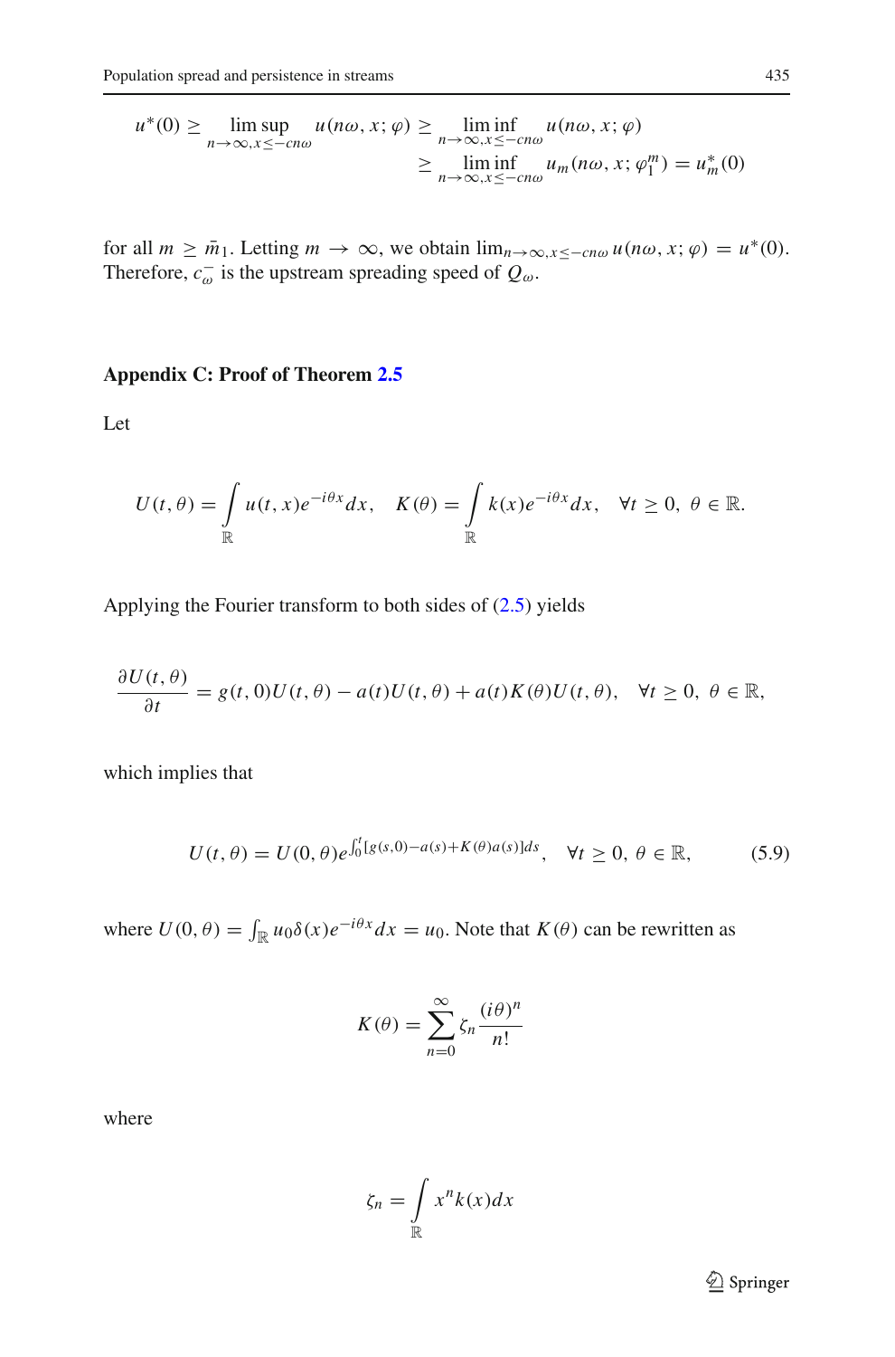$$u^*(0) \geq \limsup_{n\to\infty, x\leq -cn\omega} u(n\omega, x; \varphi) \geq \liminf_{n\to\infty, x\leq -cn\omega} u(n\omega, x; \varphi)$$
$$\geq \liminf_{n\to\infty, x\leq -cn\omega} u_m(n\omega, x; \varphi_1^m) = u_m^*(0)$$

for all $m \geq \bar{m}_1$. Letting $m \to \infty$, we obtain $\lim_{n\to\infty, x\leq -cn\omega} u(n\omega, x; \varphi) = u^*(0)$. Therefore, $c_\omega^-$ is the upstream spreading speed of $Q_\omega$.

## Appendix C: Proof of Theorem 2.5

Let

$$U(t,\theta) = \int_{\mathbb{R}} u(t,x)e^{-i\theta x}dx, \quad K(\theta) = \int_{\mathbb{R}} k(x)e^{-i\theta x}dx, \quad \forall t \geq 0,\ \theta \in \mathbb{R}.$$

Applying the Fourier transform to both sides of (2.5) yields

$$\frac{\partial U(t,\theta)}{\partial t} = g(t,0)U(t,\theta) - a(t)U(t,\theta) + a(t)K(\theta)U(t,\theta), \quad \forall t \geq 0,\ \theta \in \mathbb{R},$$

which implies that

$$U(t,\theta) = U(0,\theta)e^{\int_0^t [g(s,0)-a(s)+K(\theta)a(s)]ds}, \quad \forall t \geq 0,\ \theta \in \mathbb{R}, \tag{5.9}$$

where $U(0,\theta) = \int_{\mathbb{R}} u_0\delta(x)e^{-i\theta x}dx = u_0$. Note that $K(\theta)$ can be rewritten as

$$K(\theta) = \sum_{n=0}^{\infty} \zeta_n \frac{(i\theta)^n}{n!}$$

where

$$\zeta_n = \int_{\mathbb{R}} x^n k(x)dx$$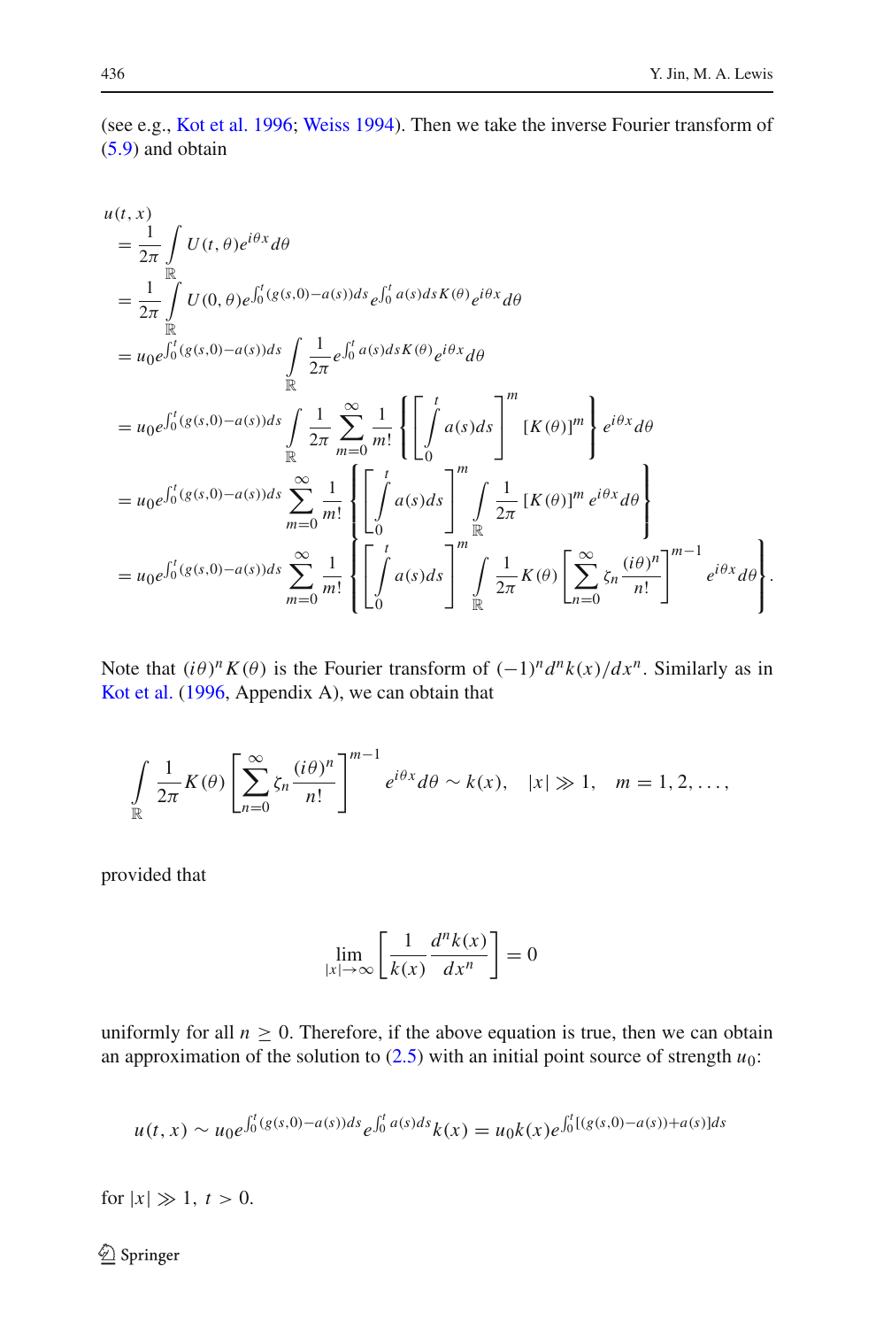(see e.g., Kot et al. 1996; Weiss 1994). Then we take the inverse Fourier transform of (5.9) and obtain

$$
\begin{aligned}
& u(t,x) \\
&= \frac{1}{2\pi}\int_{\mathbb{R}} U(t,\theta)e^{i\theta x}d\theta \\
&= \frac{1}{2\pi}\int_{\mathbb{R}} U(0,\theta)e^{\int_0^t (g(s,0)-a(s))ds}e^{\int_0^t a(s)ds K(\theta)}e^{i\theta x}d\theta \\
&= u_0 e^{\int_0^t (g(s,0)-a(s))ds}\int_{\mathbb{R}} \frac{1}{2\pi}e^{\int_0^t a(s)ds K(\theta)}e^{i\theta x}d\theta \\
&= u_0 e^{\int_0^t (g(s,0)-a(s))ds}\int_{\mathbb{R}} \frac{1}{2\pi}\sum_{m=0}^{\infty}\frac{1}{m!}\left\{\left[\int_0^t a(s)ds\right]^m [K(\theta)]^m\right\}e^{i\theta x}d\theta \\
&= u_0 e^{\int_0^t (g(s,0)-a(s))ds}\sum_{m=0}^{\infty}\frac{1}{m!}\left\{\left[\int_0^t a(s)ds\right]^m \int_{\mathbb{R}}\frac{1}{2\pi}[K(\theta)]^m e^{i\theta x}d\theta\right\} \\
&= u_0 e^{\int_0^t (g(s,0)-a(s))ds}\sum_{m=0}^{\infty}\frac{1}{m!}\left\{\left[\int_0^t a(s)ds\right]^m \int_{\mathbb{R}}\frac{1}{2\pi}K(\theta)\left[\sum_{n=0}^{\infty}\zeta_n\frac{(i\theta)^n}{n!}\right]^{m-1} e^{i\theta x}d\theta\right\}.
\end{aligned}
$$

Note that $(i\theta)^n K(\theta)$ is the Fourier transform of $(-1)^n d^n k(x)/dx^n$. Similarly as in Kot et al. (1996, Appendix A), we can obtain that

$$
\int_{\mathbb{R}} \frac{1}{2\pi}K(\theta)\left[\sum_{n=0}^{\infty}\zeta_n\frac{(i\theta)^n}{n!}\right]^{m-1} e^{i\theta x}d\theta \sim k(x), \quad |x| \gg 1, \quad m = 1, 2, \ldots,
$$

provided that

$$
\lim_{|x|\to\infty}\left[\frac{1}{k(x)}\frac{d^n k(x)}{dx^n}\right] = 0
$$

uniformly for all $n \geq 0$. Therefore, if the above equation is true, then we can obtain an approximation of the solution to (2.5) with an initial point source of strength $u_0$:

$$
u(t,x) \sim u_0 e^{\int_0^t (g(s,0)-a(s))ds}e^{\int_0^t a(s)ds}k(x) = u_0 k(x)e^{\int_0^t [(g(s,0)-a(s))+a(s)]ds}
$$

for $|x| \gg 1,\ t > 0$.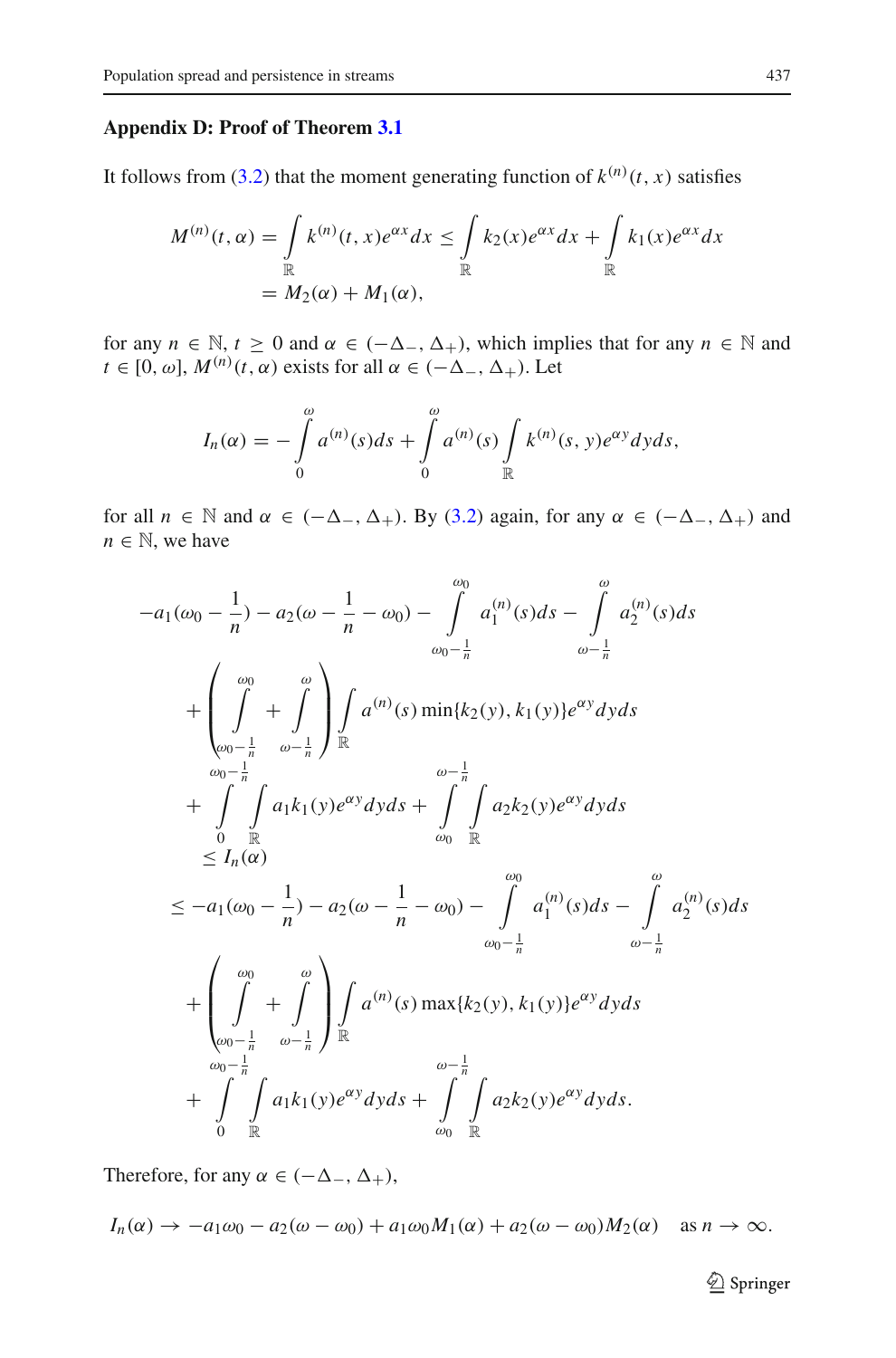### Appendix D: Proof of Theorem 3.1

It follows from (3.2) that the moment generating function of $k^{(n)}(t, x)$ satisfies

$$
\begin{aligned}
M^{(n)}(t,\alpha) = \int_{\mathbb{R}} k^{(n)}(t,x)e^{\alpha x}dx &\leq \int_{\mathbb{R}} k_2(x)e^{\alpha x}dx + \int_{\mathbb{R}} k_1(x)e^{\alpha x}dx \\
&= M_2(\alpha) + M_1(\alpha),
\end{aligned}
$$

for any $n \in \mathbb{N}$, $t \geq 0$ and $\alpha \in (-\Delta_-, \Delta_+)$, which implies that for any $n \in \mathbb{N}$ and $t \in [0, \omega]$, $M^{(n)}(t, \alpha)$ exists for all $\alpha \in (-\Delta_-, \Delta_+)$. Let

$$
I_n(\alpha) = -\int_0^{\omega} a^{(n)}(s)ds + \int_0^{\omega} a^{(n)}(s)\int_{\mathbb{R}} k^{(n)}(s,y)e^{\alpha y}dyds,
$$

for all $n \in \mathbb{N}$ and $\alpha \in (-\Delta_-, \Delta_+)$. By (3.2) again, for any $\alpha \in (-\Delta_-, \Delta_+)$ and $n \in \mathbb{N}$, we have

$$
\begin{aligned}
&-a_1(\omega_0 - \frac{1}{n}) - a_2(\omega - \frac{1}{n} - \omega_0) - \int_{\omega_0-\frac{1}{n}}^{\omega_0} a_1^{(n)}(s)ds - \int_{\omega-\frac{1}{n}}^{\omega} a_2^{(n)}(s)ds \\
&\quad + \left(\int_{\omega_0-\frac{1}{n}}^{\omega_0} + \int_{\omega-\frac{1}{n}}^{\omega}\right)\int_{\mathbb{R}} a^{(n)}(s)\min\{k_2(y), k_1(y)\}e^{\alpha y}dyds \\
&\quad + \int_0^{\omega_0-\frac{1}{n}}\int_{\mathbb{R}} a_1k_1(y)e^{\alpha y}dyds + \int_{\omega_0}^{\omega-\frac{1}{n}}\int_{\mathbb{R}} a_2k_2(y)e^{\alpha y}dyds \\
&\quad \leq I_n(\alpha) \\
&\leq -a_1(\omega_0 - \frac{1}{n}) - a_2(\omega - \frac{1}{n} - \omega_0) - \int_{\omega_0-\frac{1}{n}}^{\omega_0} a_1^{(n)}(s)ds - \int_{\omega-\frac{1}{n}}^{\omega} a_2^{(n)}(s)ds \\
&\quad + \left(\int_{\omega_0-\frac{1}{n}}^{\omega_0} + \int_{\omega-\frac{1}{n}}^{\omega}\right)\int_{\mathbb{R}} a^{(n)}(s)\max\{k_2(y), k_1(y)\}e^{\alpha y}dyds \\
&\quad + \int_0^{\omega_0-\frac{1}{n}}\int_{\mathbb{R}} a_1k_1(y)e^{\alpha y}dyds + \int_{\omega_0}^{\omega-\frac{1}{n}}\int_{\mathbb{R}} a_2k_2(y)e^{\alpha y}dyds.
\end{aligned}
$$

Therefore, for any $\alpha \in (-\Delta_-, \Delta_+)$,

$$
I_n(\alpha) \to -a_1\omega_0 - a_2(\omega - \omega_0) + a_1\omega_0M_1(\alpha) + a_2(\omega - \omega_0)M_2(\alpha) \quad \text{as } n \to \infty.
$$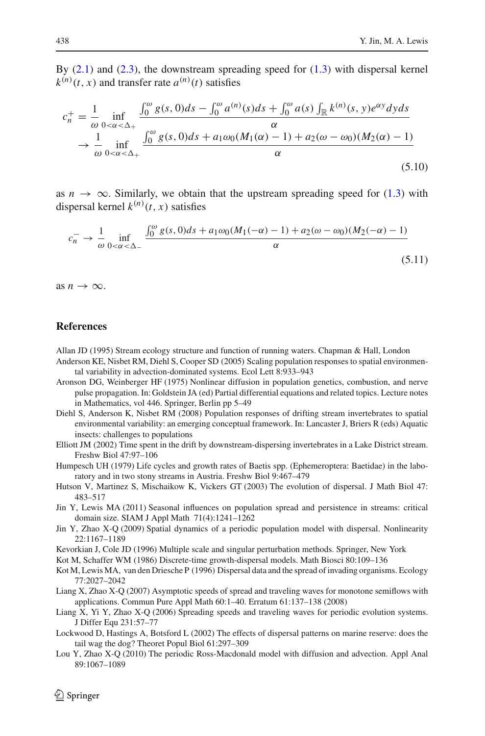By (2.1) and (2.3), the downstream spreading speed for (1.3) with dispersal kernel $k^{(n)}(t, x)$ and transfer rate $a^{(n)}(t)$ satisfies

$$
\begin{aligned}
c_n^+ &= \frac{1}{\omega} \inf_{0<\alpha<\Delta_+} \frac{\int_0^\omega g(s,0)ds - \int_0^\omega a^{(n)}(s)ds + \int_0^\omega a(s) \int_{\mathbb{R}} k^{(n)}(s,y)e^{\alpha y}dyds}{\alpha} \\
&\to \frac{1}{\omega} \inf_{0<\alpha<\Delta_+} \frac{\int_0^\omega g(s,0)ds + a_1\omega_0(M_1(\alpha)-1) + a_2(\omega-\omega_0)(M_2(\alpha)-1)}{\alpha}
\end{aligned}
\tag{5.10}
$$

as $n \to \infty$. Similarly, we obtain that the upstream spreading speed for (1.3) with dispersal kernel $k^{(n)}(t, x)$ satisfies

$$
c_n^- \to \frac{1}{\omega} \inf_{0<\alpha<\Delta_-} \frac{\int_0^\omega g(s,0)ds + a_1\omega_0(M_1(-\alpha)-1) + a_2(\omega-\omega_0)(M_2(-\alpha)-1)}{\alpha}
\tag{5.11}
$$

as $n \to \infty$.

## References

Allan JD (1995) Stream ecology structure and function of running waters. Chapman & Hall, London

Anderson KE, Nisbet RM, Diehl S, Cooper SD (2005) Scaling population responses to spatial environmental variability in advection-dominated systems. Ecol Lett 8:933–943

Aronson DG, Weinberger HF (1975) Nonlinear diffusion in population genetics, combustion, and nerve pulse propagation. In: Goldstein JA (ed) Partial differential equations and related topics. Lecture notes in Mathematics, vol 446. Springer, Berlin pp 5–49

Diehl S, Anderson K, Nisbet RM (2008) Population responses of drifting stream invertebrates to spatial environmental variability: an emerging conceptual framework. In: Lancaster J, Briers R (eds) Aquatic insects: challenges to populations

Elliott JM (2002) Time spent in the drift by downstream-dispersing invertebrates in a Lake District stream. Freshw Biol 47:97–106

Humpesch UH (1979) Life cycles and growth rates of Baetis spp. (Ephemeroptera: Baetidae) in the laboratory and in two stony streams in Austria. Freshw Biol 9:467–479

Hutson V, Martinez S, Mischaikow K, Vickers GT (2003) The evolution of dispersal. J Math Biol 47: 483–517

Jin Y, Lewis MA (2011) Seasonal influences on population spread and persistence in streams: critical domain size. SIAM J Appl Math 71(4):1241–1262

Jin Y, Zhao X-Q (2009) Spatial dynamics of a periodic population model with dispersal. Nonlinearity 22:1167–1189

Kevorkian J, Cole JD (1996) Multiple scale and singular perturbation methods. Springer, New York

Kot M, Schaffer WM (1986) Discrete-time growth-dispersal models. Math Biosci 80:109–136

Kot M, Lewis MA, van den Driesche P (1996) Dispersal data and the spread of invading organisms. Ecology 77:2027–2042

Liang X, Zhao X-Q (2007) Asymptotic speeds of spread and traveling waves for monotone semiflows with applications. Commun Pure Appl Math 60:1–40. Erratum 61:137–138 (2008)

Liang X, Yi Y, Zhao X-Q (2006) Spreading speeds and traveling waves for periodic evolution systems. J Differ Equ 231:57–77

Lockwood D, Hastings A, Botsford L (2002) The effects of dispersal patterns on marine reserve: does the tail wag the dog? Theoret Popul Biol 61:297–309

Lou Y, Zhao X-Q (2010) The periodic Ross-Macdonald model with diffusion and advection. Appl Anal 89:1067–1089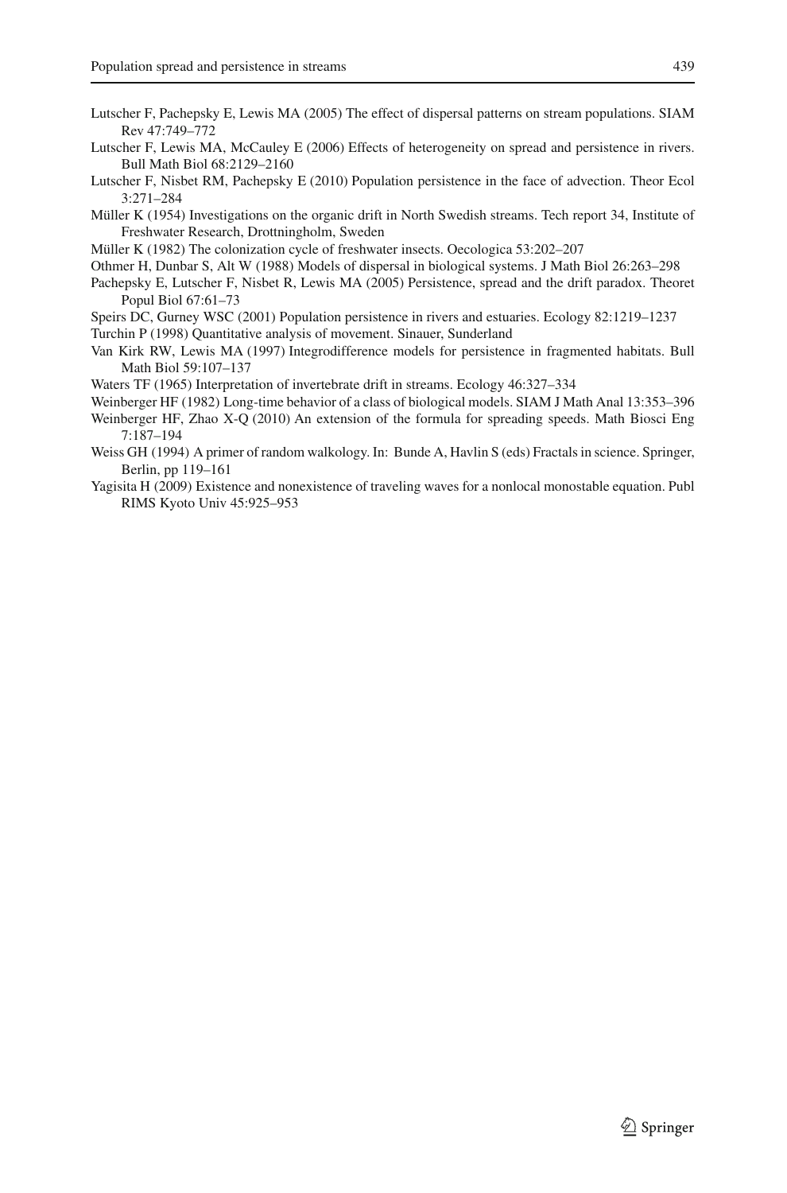Lutscher F, Pachepsky E, Lewis MA (2005) The effect of dispersal patterns on stream populations. SIAM Rev 47:749–772

Lutscher F, Lewis MA, McCauley E (2006) Effects of heterogeneity on spread and persistence in rivers. Bull Math Biol 68:2129–2160

Lutscher F, Nisbet RM, Pachepsky E (2010) Population persistence in the face of advection. Theor Ecol 3:271–284

Müller K (1954) Investigations on the organic drift in North Swedish streams. Tech report 34, Institute of Freshwater Research, Drottningholm, Sweden

Müller K (1982) The colonization cycle of freshwater insects. Oecologica 53:202–207

Othmer H, Dunbar S, Alt W (1988) Models of dispersal in biological systems. J Math Biol 26:263–298

Pachepsky E, Lutscher F, Nisbet R, Lewis MA (2005) Persistence, spread and the drift paradox. Theoret Popul Biol 67:61–73

Speirs DC, Gurney WSC (2001) Population persistence in rivers and estuaries. Ecology 82:1219–1237

Turchin P (1998) Quantitative analysis of movement. Sinauer, Sunderland

Van Kirk RW, Lewis MA (1997) Integrodifference models for persistence in fragmented habitats. Bull Math Biol 59:107–137

Waters TF (1965) Interpretation of invertebrate drift in streams. Ecology 46:327–334

Weinberger HF (1982) Long-time behavior of a class of biological models. SIAM J Math Anal 13:353–396

Weinberger HF, Zhao X-Q (2010) An extension of the formula for spreading speeds. Math Biosci Eng 7:187–194

Weiss GH (1994) A primer of random walkology. In: Bunde A, Havlin S (eds) Fractals in science. Springer, Berlin, pp 119–161

Yagisita H (2009) Existence and nonexistence of traveling waves for a nonlocal monostable equation. Publ RIMS Kyoto Univ 45:925–953